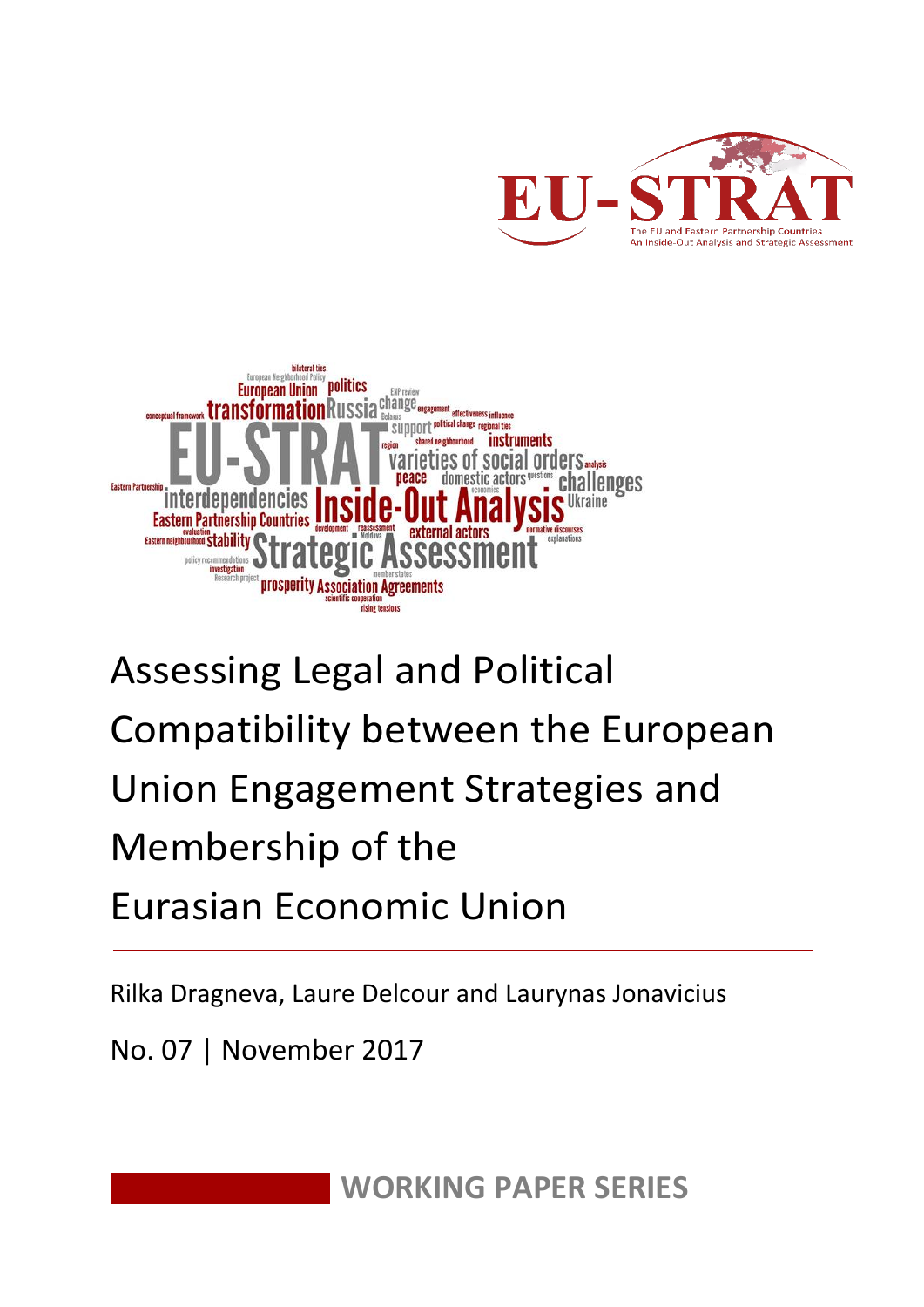EU-STRAT

The EU and Eastern Partnership Countries
An Inside-Out Analysis and Strategic Assessment

# Assessing Legal and Political Compatibility between the European Union Engagement Strategies and Membership of the Eurasian Economic Union

Rilka Dragneva, Laure Delcour and Laurynas Jonavicius

No. 07 | November 2017

WORKING PAPER SERIES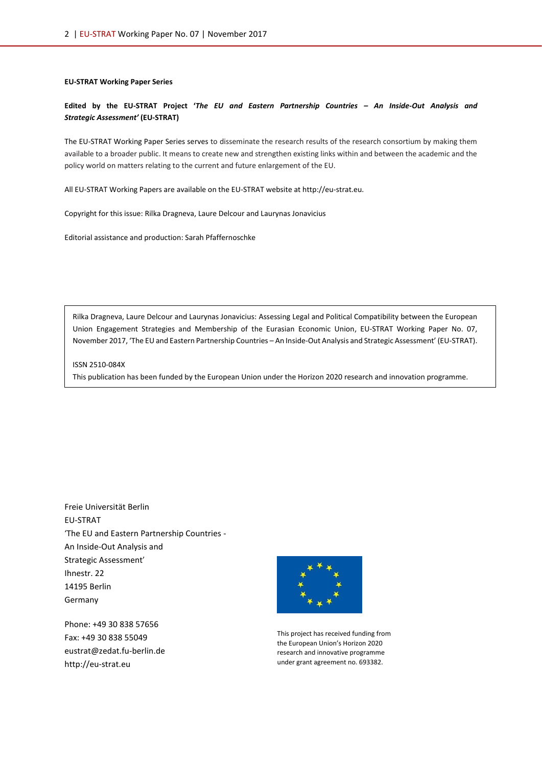**EU-STRAT Working Paper Series**

**Edited by the EU-STRAT Project '*The EU and Eastern Partnership Countries – An Inside-Out Analysis and Strategic Assessment*' (EU-STRAT)**

The EU-STRAT Working Paper Series serves to disseminate the research results of the research consortium by making them available to a broader public. It means to create new and strengthen existing links within and between the academic and the policy world on matters relating to the current and future enlargement of the EU.

All EU-STRAT Working Papers are available on the EU-STRAT website at http://eu-strat.eu.

Copyright for this issue: Rilka Dragneva, Laure Delcour and Laurynas Jonavicius

Editorial assistance and production: Sarah Pfaffernoschke

Rilka Dragneva, Laure Delcour and Laurynas Jonavicius: Assessing Legal and Political Compatibility between the European Union Engagement Strategies and Membership of the Eurasian Economic Union, EU-STRAT Working Paper No. 07, November 2017, 'The EU and Eastern Partnership Countries – An Inside-Out Analysis and Strategic Assessment' (EU-STRAT).

ISSN 2510-084X

This publication has been funded by the European Union under the Horizon 2020 research and innovation programme.

Freie Universität Berlin
EU-STRAT
'The EU and Eastern Partnership Countries - An Inside-Out Analysis and Strategic Assessment'
Ihnestr. 22
14195 Berlin
Germany

Phone: +49 30 838 57656
Fax: +49 30 838 55049
eustrat@zedat.fu-berlin.de
http://eu-strat.eu

This project has received funding from the European Union's Horizon 2020 research and innovative programme under grant agreement no. 693382.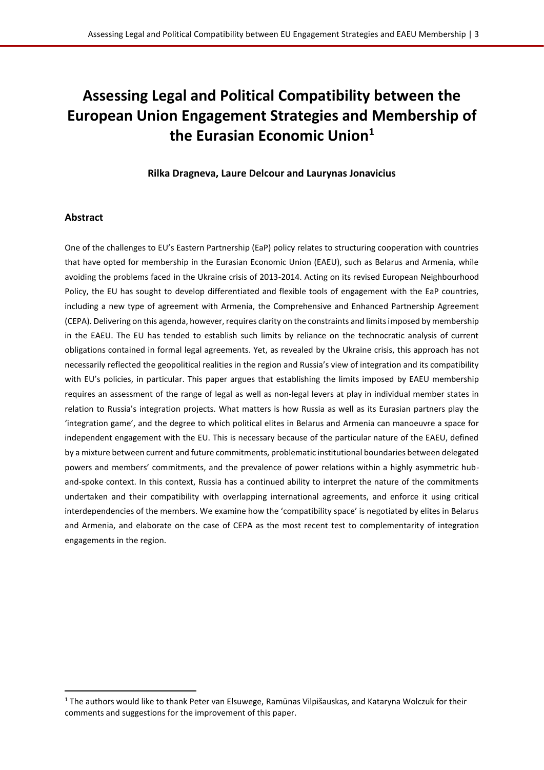# Assessing Legal and Political Compatibility between the European Union Engagement Strategies and Membership of the Eurasian Economic Union[1]

**Rilka Dragneva, Laure Delcour and Laurynas Jonavicius**

## Abstract

One of the challenges to EU's Eastern Partnership (EaP) policy relates to structuring cooperation with countries that have opted for membership in the Eurasian Economic Union (EAEU), such as Belarus and Armenia, while avoiding the problems faced in the Ukraine crisis of 2013-2014. Acting on its revised European Neighbourhood Policy, the EU has sought to develop differentiated and flexible tools of engagement with the EaP countries, including a new type of agreement with Armenia, the Comprehensive and Enhanced Partnership Agreement (CEPA). Delivering on this agenda, however, requires clarity on the constraints and limits imposed by membership in the EAEU. The EU has tended to establish such limits by reliance on the technocratic analysis of current obligations contained in formal legal agreements. Yet, as revealed by the Ukraine crisis, this approach has not necessarily reflected the geopolitical realities in the region and Russia's view of integration and its compatibility with EU's policies, in particular. This paper argues that establishing the limits imposed by EAEU membership requires an assessment of the range of legal as well as non-legal levers at play in individual member states in relation to Russia's integration projects. What matters is how Russia as well as its Eurasian partners play the 'integration game', and the degree to which political elites in Belarus and Armenia can manoeuvre a space for independent engagement with the EU. This is necessary because of the particular nature of the EAEU, defined by a mixture between current and future commitments, problematic institutional boundaries between delegated powers and members' commitments, and the prevalence of power relations within a highly asymmetric hub-and-spoke context. In this context, Russia has a continued ability to interpret the nature of the commitments undertaken and their compatibility with overlapping international agreements, and enforce it using critical interdependencies of the members. We examine how the 'compatibility space' is negotiated by elites in Belarus and Armenia, and elaborate on the case of CEPA as the most recent test to complementarity of integration engagements in the region.

---

[1] The authors would like to thank Peter van Elsuwege, Ramūnas Vilpišauskas, and Kataryna Wolczuk for their comments and suggestions for the improvement of this paper.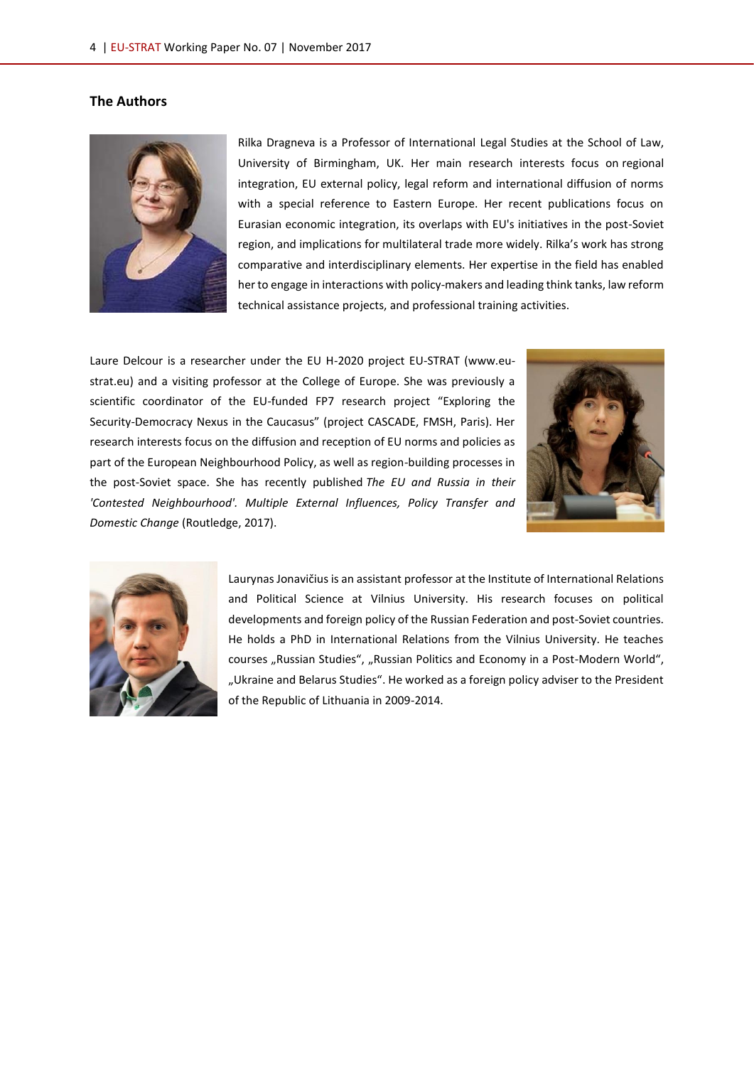## The Authors

Rilka Dragneva is a Professor of International Legal Studies at the School of Law, University of Birmingham, UK. Her main research interests focus on regional integration, EU external policy, legal reform and international diffusion of norms with a special reference to Eastern Europe. Her recent publications focus on Eurasian economic integration, its overlaps with EU's initiatives in the post-Soviet region, and implications for multilateral trade more widely. Rilka's work has strong comparative and interdisciplinary elements. Her expertise in the field has enabled her to engage in interactions with policy-makers and leading think tanks, law reform technical assistance projects, and professional training activities.

Laure Delcour is a researcher under the EU H-2020 project EU-STRAT (www.eu-strat.eu) and a visiting professor at the College of Europe. She was previously a scientific coordinator of the EU-funded FP7 research project "Exploring the Security-Democracy Nexus in the Caucasus" (project CASCADE, FMSH, Paris). Her research interests focus on the diffusion and reception of EU norms and policies as part of the European Neighbourhood Policy, as well as region-building processes in the post-Soviet space. She has recently published *The EU and Russia in their 'Contested Neighbourhood'. Multiple External Influences, Policy Transfer and Domestic Change* (Routledge, 2017).

Laurynas Jonavičius is an assistant professor at the Institute of International Relations and Political Science at Vilnius University. His research focuses on political developments and foreign policy of the Russian Federation and post-Soviet countries. He holds a PhD in International Relations from the Vilnius University. He teaches courses „Russian Studies", „Russian Politics and Economy in a Post-Modern World", „Ukraine and Belarus Studies". He worked as a foreign policy adviser to the President of the Republic of Lithuania in 2009-2014.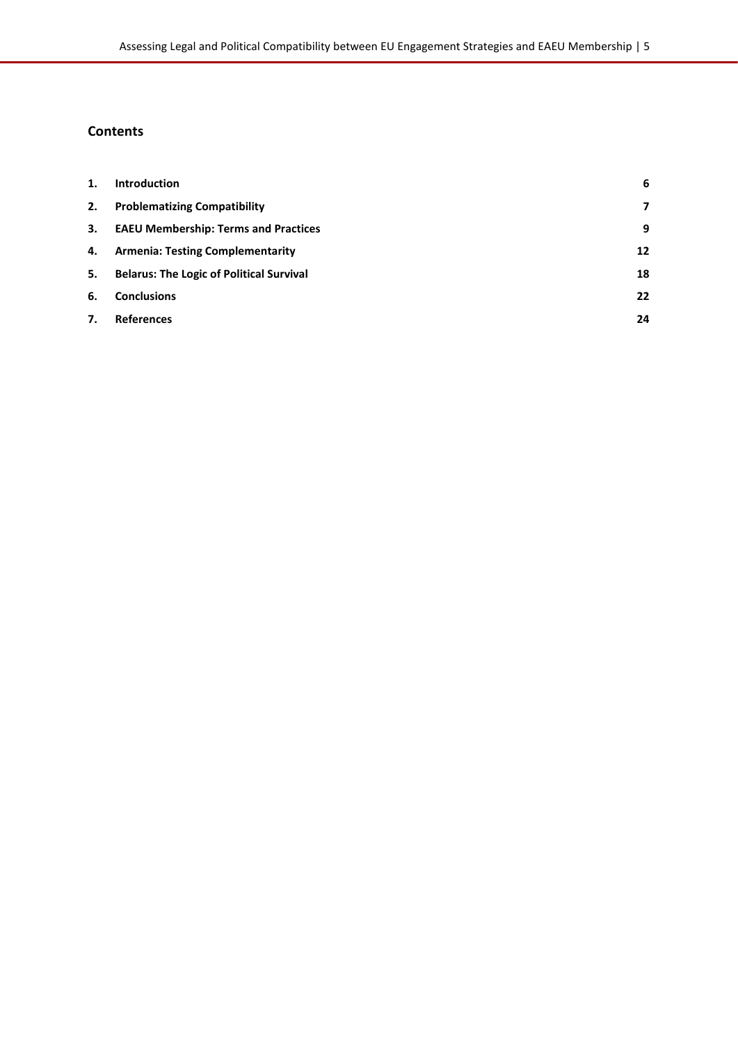## Contents

| | | |
|---|---|---|
| 1. | **Introduction** | 6 |
| 2. | **Problematizing Compatibility** | 7 |
| 3. | **EAEU Membership: Terms and Practices** | 9 |
| 4. | **Armenia: Testing Complementarity** | 12 |
| 5. | **Belarus: The Logic of Political Survival** | 18 |
| 6. | **Conclusions** | 22 |
| 7. | **References** | 24 |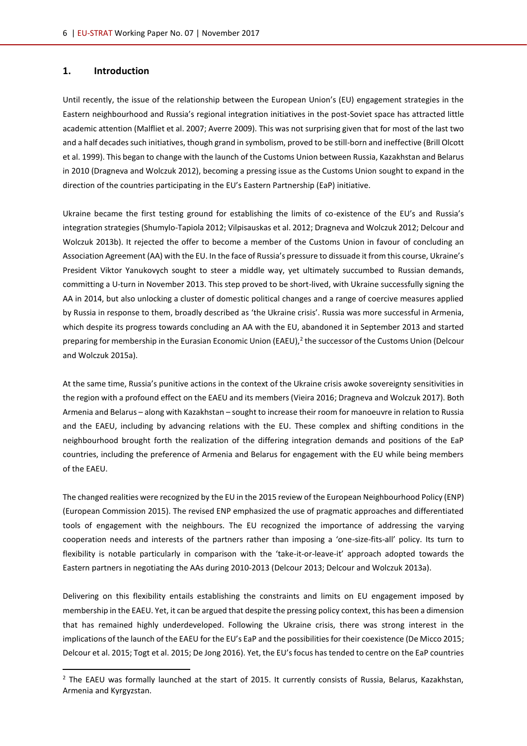## 1. Introduction

Until recently, the issue of the relationship between the European Union's (EU) engagement strategies in the Eastern neighbourhood and Russia's regional integration initiatives in the post-Soviet space has attracted little academic attention (Malfliet et al. 2007; Averre 2009). This was not surprising given that for most of the last two and a half decades such initiatives, though grand in symbolism, proved to be still-born and ineffective (Brill Olcott et al. 1999). This began to change with the launch of the Customs Union between Russia, Kazakhstan and Belarus in 2010 (Dragneva and Wolczuk 2012), becoming a pressing issue as the Customs Union sought to expand in the direction of the countries participating in the EU's Eastern Partnership (EaP) initiative.

Ukraine became the first testing ground for establishing the limits of co-existence of the EU's and Russia's integration strategies (Shumylo-Tapiola 2012; Vilpisauskas et al. 2012; Dragneva and Wolczuk 2012; Delcour and Wolczuk 2013b). It rejected the offer to become a member of the Customs Union in favour of concluding an Association Agreement (AA) with the EU. In the face of Russia's pressure to dissuade it from this course, Ukraine's President Viktor Yanukovych sought to steer a middle way, yet ultimately succumbed to Russian demands, committing a U-turn in November 2013. This step proved to be short-lived, with Ukraine successfully signing the AA in 2014, but also unlocking a cluster of domestic political changes and a range of coercive measures applied by Russia in response to them, broadly described as 'the Ukraine crisis'. Russia was more successful in Armenia, which despite its progress towards concluding an AA with the EU, abandoned it in September 2013 and started preparing for membership in the Eurasian Economic Union (EAEU),[2] the successor of the Customs Union (Delcour and Wolczuk 2015a).

At the same time, Russia's punitive actions in the context of the Ukraine crisis awoke sovereignty sensitivities in the region with a profound effect on the EAEU and its members (Vieira 2016; Dragneva and Wolczuk 2017). Both Armenia and Belarus – along with Kazakhstan – sought to increase their room for manoeuvre in relation to Russia and the EAEU, including by advancing relations with the EU. These complex and shifting conditions in the neighbourhood brought forth the realization of the differing integration demands and positions of the EaP countries, including the preference of Armenia and Belarus for engagement with the EU while being members of the EAEU.

The changed realities were recognized by the EU in the 2015 review of the European Neighbourhood Policy (ENP) (European Commission 2015). The revised ENP emphasized the use of pragmatic approaches and differentiated tools of engagement with the neighbours. The EU recognized the importance of addressing the varying cooperation needs and interests of the partners rather than imposing a 'one-size-fits-all' policy. Its turn to flexibility is notable particularly in comparison with the 'take-it-or-leave-it' approach adopted towards the Eastern partners in negotiating the AAs during 2010-2013 (Delcour 2013; Delcour and Wolczuk 2013a).

Delivering on this flexibility entails establishing the constraints and limits on EU engagement imposed by membership in the EAEU. Yet, it can be argued that despite the pressing policy context, this has been a dimension that has remained highly underdeveloped. Following the Ukraine crisis, there was strong interest in the implications of the launch of the EAEU for the EU's EaP and the possibilities for their coexistence (De Micco 2015; Delcour et al. 2015; Togt et al. 2015; De Jong 2016). Yet, the EU's focus has tended to centre on the EaP countries

[2] The EAEU was formally launched at the start of 2015. It currently consists of Russia, Belarus, Kazakhstan, Armenia and Kyrgyzstan.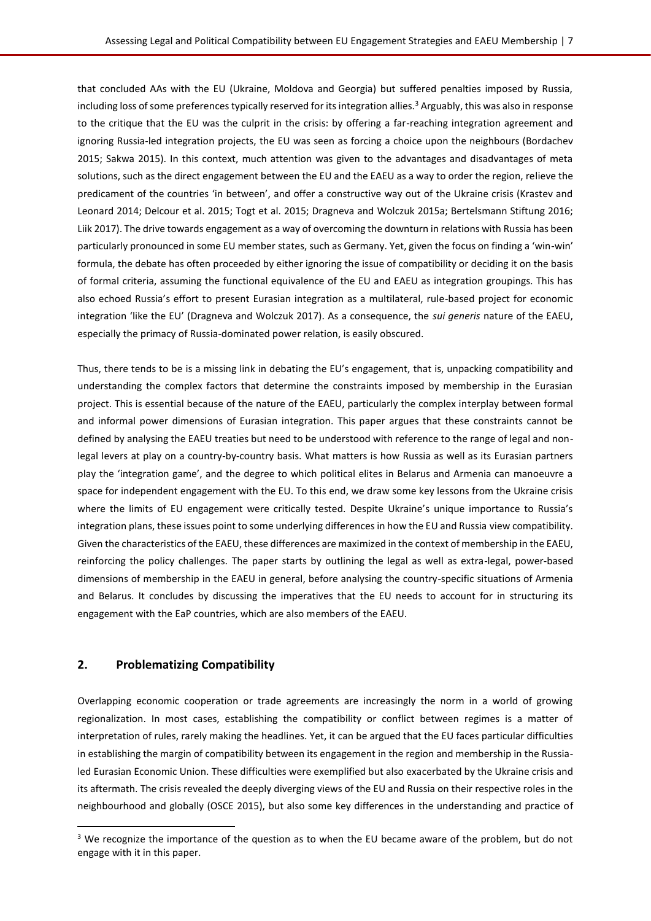that concluded AAs with the EU (Ukraine, Moldova and Georgia) but suffered penalties imposed by Russia, including loss of some preferences typically reserved for its integration allies.[3] Arguably, this was also in response to the critique that the EU was the culprit in the crisis: by offering a far-reaching integration agreement and ignoring Russia-led integration projects, the EU was seen as forcing a choice upon the neighbours (Bordachev 2015; Sakwa 2015). In this context, much attention was given to the advantages and disadvantages of meta solutions, such as the direct engagement between the EU and the EAEU as a way to order the region, relieve the predicament of the countries 'in between', and offer a constructive way out of the Ukraine crisis (Krastev and Leonard 2014; Delcour et al. 2015; Togt et al. 2015; Dragneva and Wolczuk 2015a; Bertelsmann Stiftung 2016; Liik 2017). The drive towards engagement as a way of overcoming the downturn in relations with Russia has been particularly pronounced in some EU member states, such as Germany. Yet, given the focus on finding a 'win-win' formula, the debate has often proceeded by either ignoring the issue of compatibility or deciding it on the basis of formal criteria, assuming the functional equivalence of the EU and EAEU as integration groupings. This has also echoed Russia's effort to present Eurasian integration as a multilateral, rule-based project for economic integration 'like the EU' (Dragneva and Wolczuk 2017). As a consequence, the *sui generis* nature of the EAEU, especially the primacy of Russia-dominated power relation, is easily obscured.

Thus, there tends to be is a missing link in debating the EU's engagement, that is, unpacking compatibility and understanding the complex factors that determine the constraints imposed by membership in the Eurasian project. This is essential because of the nature of the EAEU, particularly the complex interplay between formal and informal power dimensions of Eurasian integration. This paper argues that these constraints cannot be defined by analysing the EAEU treaties but need to be understood with reference to the range of legal and non-legal levers at play on a country-by-country basis. What matters is how Russia as well as its Eurasian partners play the 'integration game', and the degree to which political elites in Belarus and Armenia can manoeuvre a space for independent engagement with the EU. To this end, we draw some key lessons from the Ukraine crisis where the limits of EU engagement were critically tested. Despite Ukraine's unique importance to Russia's integration plans, these issues point to some underlying differences in how the EU and Russia view compatibility. Given the characteristics of the EAEU, these differences are maximized in the context of membership in the EAEU, reinforcing the policy challenges. The paper starts by outlining the legal as well as extra-legal, power-based dimensions of membership in the EAEU in general, before analysing the country-specific situations of Armenia and Belarus. It concludes by discussing the imperatives that the EU needs to account for in structuring its engagement with the EaP countries, which are also members of the EAEU.

## 2. Problematizing Compatibility

Overlapping economic cooperation or trade agreements are increasingly the norm in a world of growing regionalization. In most cases, establishing the compatibility or conflict between regimes is a matter of interpretation of rules, rarely making the headlines. Yet, it can be argued that the EU faces particular difficulties in establishing the margin of compatibility between its engagement in the region and membership in the Russia-led Eurasian Economic Union. These difficulties were exemplified but also exacerbated by the Ukraine crisis and its aftermath. The crisis revealed the deeply diverging views of the EU and Russia on their respective roles in the neighbourhood and globally (OSCE 2015), but also some key differences in the understanding and practice of

[3] We recognize the importance of the question as to when the EU became aware of the problem, but do not engage with it in this paper.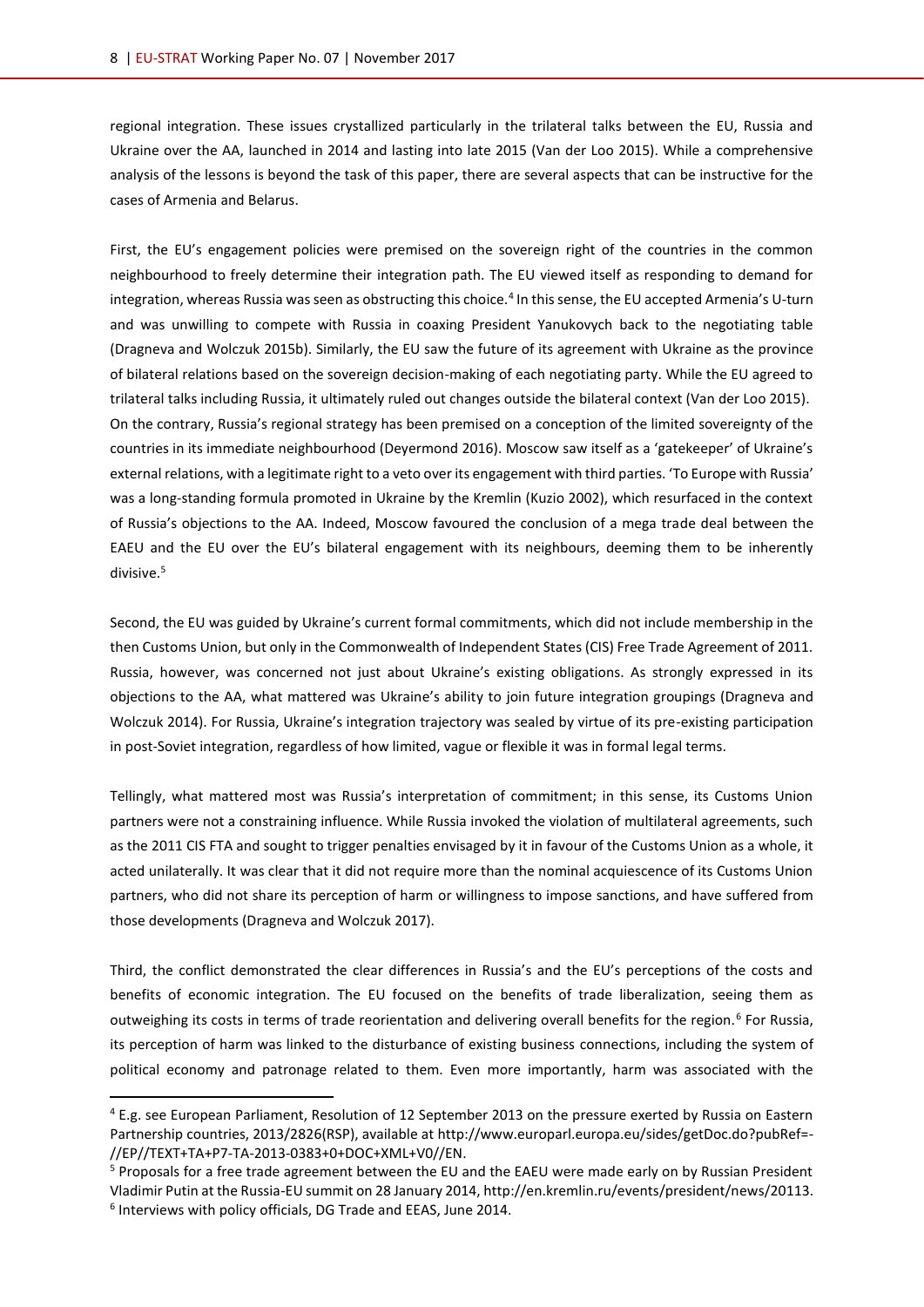regional integration. These issues crystallized particularly in the trilateral talks between the EU, Russia and Ukraine over the AA, launched in 2014 and lasting into late 2015 (Van der Loo 2015). While a comprehensive analysis of the lessons is beyond the task of this paper, there are several aspects that can be instructive for the cases of Armenia and Belarus.

First, the EU's engagement policies were premised on the sovereign right of the countries in the common neighbourhood to freely determine their integration path. The EU viewed itself as responding to demand for integration, whereas Russia was seen as obstructing this choice.[4] In this sense, the EU accepted Armenia's U-turn and was unwilling to compete with Russia in coaxing President Yanukovych back to the negotiating table (Dragneva and Wolczuk 2015b). Similarly, the EU saw the future of its agreement with Ukraine as the province of bilateral relations based on the sovereign decision-making of each negotiating party. While the EU agreed to trilateral talks including Russia, it ultimately ruled out changes outside the bilateral context (Van der Loo 2015). On the contrary, Russia's regional strategy has been premised on a conception of the limited sovereignty of the countries in its immediate neighbourhood (Deyermond 2016). Moscow saw itself as a 'gatekeeper' of Ukraine's external relations, with a legitimate right to a veto over its engagement with third parties. 'To Europe with Russia' was a long-standing formula promoted in Ukraine by the Kremlin (Kuzio 2002), which resurfaced in the context of Russia's objections to the AA. Indeed, Moscow favoured the conclusion of a mega trade deal between the EAEU and the EU over the EU's bilateral engagement with its neighbours, deeming them to be inherently divisive.[5]

Second, the EU was guided by Ukraine's current formal commitments, which did not include membership in the then Customs Union, but only in the Commonwealth of Independent States (CIS) Free Trade Agreement of 2011. Russia, however, was concerned not just about Ukraine's existing obligations. As strongly expressed in its objections to the AA, what mattered was Ukraine's ability to join future integration groupings (Dragneva and Wolczuk 2014). For Russia, Ukraine's integration trajectory was sealed by virtue of its pre-existing participation in post-Soviet integration, regardless of how limited, vague or flexible it was in formal legal terms.

Tellingly, what mattered most was Russia's interpretation of commitment; in this sense, its Customs Union partners were not a constraining influence. While Russia invoked the violation of multilateral agreements, such as the 2011 CIS FTA and sought to trigger penalties envisaged by it in favour of the Customs Union as a whole, it acted unilaterally. It was clear that it did not require more than the nominal acquiescence of its Customs Union partners, who did not share its perception of harm or willingness to impose sanctions, and have suffered from those developments (Dragneva and Wolczuk 2017).

Third, the conflict demonstrated the clear differences in Russia's and the EU's perceptions of the costs and benefits of economic integration. The EU focused on the benefits of trade liberalization, seeing them as outweighing its costs in terms of trade reorientation and delivering overall benefits for the region.[6] For Russia, its perception of harm was linked to the disturbance of existing business connections, including the system of political economy and patronage related to them. Even more importantly, harm was associated with the

---

[4] E.g. see European Parliament, Resolution of 12 September 2013 on the pressure exerted by Russia on Eastern Partnership countries, 2013/2826(RSP), available at http://www.europarl.europa.eu/sides/getDoc.do?pubRef=-//EP//TEXT+TA+P7-TA-2013-0383+0+DOC+XML+V0//EN.

[5] Proposals for a free trade agreement between the EU and the EAEU were made early on by Russian President Vladimir Putin at the Russia-EU summit on 28 January 2014, http://en.kremlin.ru/events/president/news/20113.

[6] Interviews with policy officials, DG Trade and EEAS, June 2014.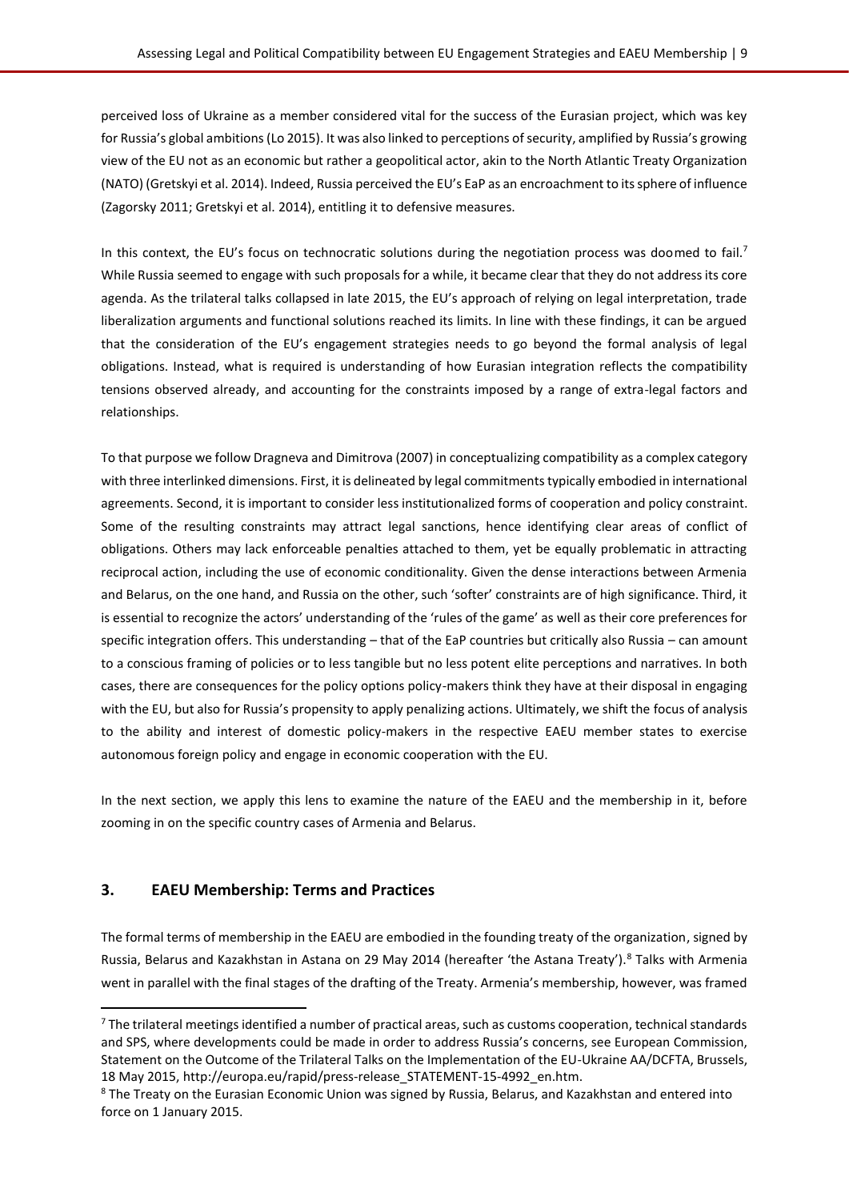perceived loss of Ukraine as a member considered vital for the success of the Eurasian project, which was key for Russia's global ambitions (Lo 2015). It was also linked to perceptions of security, amplified by Russia's growing view of the EU not as an economic but rather a geopolitical actor, akin to the North Atlantic Treaty Organization (NATO) (Gretskyi et al. 2014). Indeed, Russia perceived the EU's EaP as an encroachment to its sphere of influence (Zagorsky 2011; Gretskyi et al. 2014), entitling it to defensive measures.

In this context, the EU's focus on technocratic solutions during the negotiation process was doomed to fail.[7] While Russia seemed to engage with such proposals for a while, it became clear that they do not address its core agenda. As the trilateral talks collapsed in late 2015, the EU's approach of relying on legal interpretation, trade liberalization arguments and functional solutions reached its limits. In line with these findings, it can be argued that the consideration of the EU's engagement strategies needs to go beyond the formal analysis of legal obligations. Instead, what is required is understanding of how Eurasian integration reflects the compatibility tensions observed already, and accounting for the constraints imposed by a range of extra-legal factors and relationships.

To that purpose we follow Dragneva and Dimitrova (2007) in conceptualizing compatibility as a complex category with three interlinked dimensions. First, it is delineated by legal commitments typically embodied in international agreements. Second, it is important to consider less institutionalized forms of cooperation and policy constraint. Some of the resulting constraints may attract legal sanctions, hence identifying clear areas of conflict of obligations. Others may lack enforceable penalties attached to them, yet be equally problematic in attracting reciprocal action, including the use of economic conditionality. Given the dense interactions between Armenia and Belarus, on the one hand, and Russia on the other, such 'softer' constraints are of high significance. Third, it is essential to recognize the actors' understanding of the 'rules of the game' as well as their core preferences for specific integration offers. This understanding – that of the EaP countries but critically also Russia – can amount to a conscious framing of policies or to less tangible but no less potent elite perceptions and narratives. In both cases, there are consequences for the policy options policy-makers think they have at their disposal in engaging with the EU, but also for Russia's propensity to apply penalizing actions. Ultimately, we shift the focus of analysis to the ability and interest of domestic policy-makers in the respective EAEU member states to exercise autonomous foreign policy and engage in economic cooperation with the EU.

In the next section, we apply this lens to examine the nature of the EAEU and the membership in it, before zooming in on the specific country cases of Armenia and Belarus.

## 3. EAEU Membership: Terms and Practices

The formal terms of membership in the EAEU are embodied in the founding treaty of the organization, signed by Russia, Belarus and Kazakhstan in Astana on 29 May 2014 (hereafter 'the Astana Treaty').[8] Talks with Armenia went in parallel with the final stages of the drafting of the Treaty. Armenia's membership, however, was framed

---

[7] The trilateral meetings identified a number of practical areas, such as customs cooperation, technical standards and SPS, where developments could be made in order to address Russia's concerns, see European Commission, Statement on the Outcome of the Trilateral Talks on the Implementation of the EU-Ukraine AA/DCFTA, Brussels, 18 May 2015, http://europa.eu/rapid/press-release_STATEMENT-15-4992_en.htm.

[8] The Treaty on the Eurasian Economic Union was signed by Russia, Belarus, and Kazakhstan and entered into force on 1 January 2015.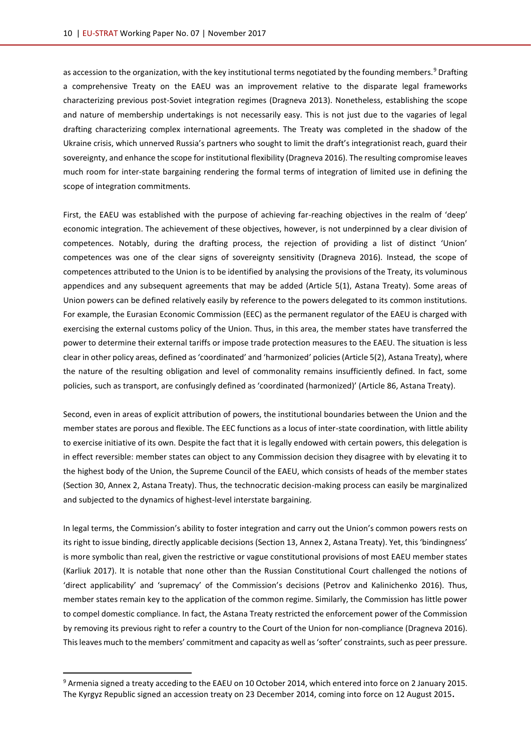as accession to the organization, with the key institutional terms negotiated by the founding members.[9] Drafting a comprehensive Treaty on the EAEU was an improvement relative to the disparate legal frameworks characterizing previous post-Soviet integration regimes (Dragneva 2013). Nonetheless, establishing the scope and nature of membership undertakings is not necessarily easy. This is not just due to the vagaries of legal drafting characterizing complex international agreements. The Treaty was completed in the shadow of the Ukraine crisis, which unnerved Russia's partners who sought to limit the draft's integrationist reach, guard their sovereignty, and enhance the scope for institutional flexibility (Dragneva 2016). The resulting compromise leaves much room for inter-state bargaining rendering the formal terms of integration of limited use in defining the scope of integration commitments.

First, the EAEU was established with the purpose of achieving far-reaching objectives in the realm of 'deep' economic integration. The achievement of these objectives, however, is not underpinned by a clear division of competences. Notably, during the drafting process, the rejection of providing a list of distinct 'Union' competences was one of the clear signs of sovereignty sensitivity (Dragneva 2016). Instead, the scope of competences attributed to the Union is to be identified by analysing the provisions of the Treaty, its voluminous appendices and any subsequent agreements that may be added (Article 5(1), Astana Treaty). Some areas of Union powers can be defined relatively easily by reference to the powers delegated to its common institutions. For example, the Eurasian Economic Commission (EEC) as the permanent regulator of the EAEU is charged with exercising the external customs policy of the Union. Thus, in this area, the member states have transferred the power to determine their external tariffs or impose trade protection measures to the EAEU. The situation is less clear in other policy areas, defined as 'coordinated' and 'harmonized' policies (Article 5(2), Astana Treaty), where the nature of the resulting obligation and level of commonality remains insufficiently defined. In fact, some policies, such as transport, are confusingly defined as 'coordinated (harmonized)' (Article 86, Astana Treaty).

Second, even in areas of explicit attribution of powers, the institutional boundaries between the Union and the member states are porous and flexible. The EEC functions as a locus of inter-state coordination, with little ability to exercise initiative of its own. Despite the fact that it is legally endowed with certain powers, this delegation is in effect reversible: member states can object to any Commission decision they disagree with by elevating it to the highest body of the Union, the Supreme Council of the EAEU, which consists of heads of the member states (Section 30, Annex 2, Astana Treaty). Thus, the technocratic decision-making process can easily be marginalized and subjected to the dynamics of highest-level interstate bargaining.

In legal terms, the Commission's ability to foster integration and carry out the Union's common powers rests on its right to issue binding, directly applicable decisions (Section 13, Annex 2, Astana Treaty). Yet, this 'bindingness' is more symbolic than real, given the restrictive or vague constitutional provisions of most EAEU member states (Karliuk 2017). It is notable that none other than the Russian Constitutional Court challenged the notions of 'direct applicability' and 'supremacy' of the Commission's decisions (Petrov and Kalinichenko 2016). Thus, member states remain key to the application of the common regime. Similarly, the Commission has little power to compel domestic compliance. In fact, the Astana Treaty restricted the enforcement power of the Commission by removing its previous right to refer a country to the Court of the Union for non-compliance (Dragneva 2016). This leaves much to the members' commitment and capacity as well as 'softer' constraints, such as peer pressure.

---

[9] Armenia signed a treaty acceding to the EAEU on 10 October 2014, which entered into force on 2 January 2015. The Kyrgyz Republic signed an accession treaty on 23 December 2014, coming into force on 12 August 2015.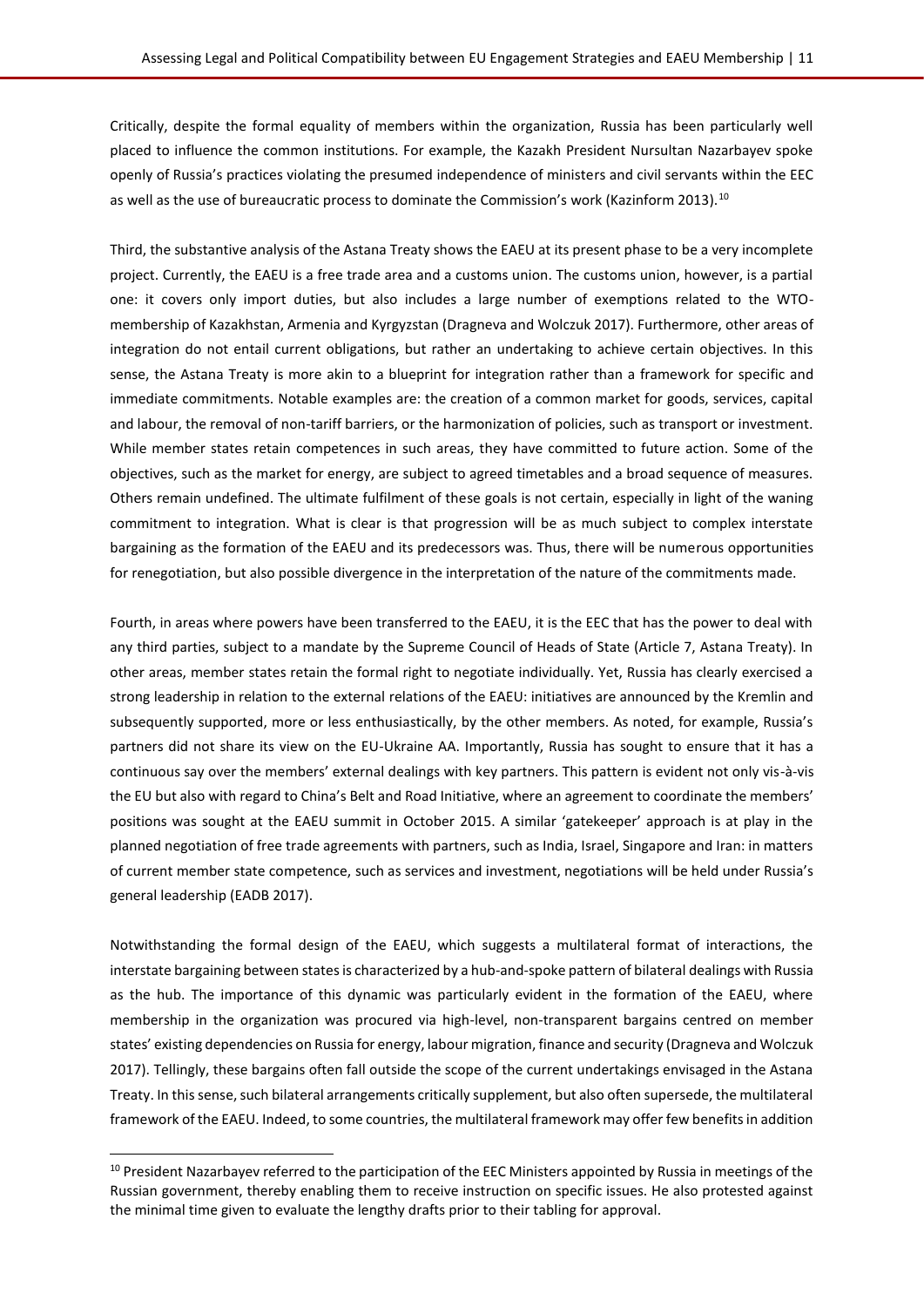Critically, despite the formal equality of members within the organization, Russia has been particularly well placed to influence the common institutions. For example, the Kazakh President Nursultan Nazarbayev spoke openly of Russia's practices violating the presumed independence of ministers and civil servants within the EEC as well as the use of bureaucratic process to dominate the Commission's work (Kazinform 2013).[10]

Third, the substantive analysis of the Astana Treaty shows the EAEU at its present phase to be a very incomplete project. Currently, the EAEU is a free trade area and a customs union. The customs union, however, is a partial one: it covers only import duties, but also includes a large number of exemptions related to the WTO-membership of Kazakhstan, Armenia and Kyrgyzstan (Dragneva and Wolczuk 2017). Furthermore, other areas of integration do not entail current obligations, but rather an undertaking to achieve certain objectives. In this sense, the Astana Treaty is more akin to a blueprint for integration rather than a framework for specific and immediate commitments. Notable examples are: the creation of a common market for goods, services, capital and labour, the removal of non-tariff barriers, or the harmonization of policies, such as transport or investment. While member states retain competences in such areas, they have committed to future action. Some of the objectives, such as the market for energy, are subject to agreed timetables and a broad sequence of measures. Others remain undefined. The ultimate fulfilment of these goals is not certain, especially in light of the waning commitment to integration. What is clear is that progression will be as much subject to complex interstate bargaining as the formation of the EAEU and its predecessors was. Thus, there will be numerous opportunities for renegotiation, but also possible divergence in the interpretation of the nature of the commitments made.

Fourth, in areas where powers have been transferred to the EAEU, it is the EEC that has the power to deal with any third parties, subject to a mandate by the Supreme Council of Heads of State (Article 7, Astana Treaty). In other areas, member states retain the formal right to negotiate individually. Yet, Russia has clearly exercised a strong leadership in relation to the external relations of the EAEU: initiatives are announced by the Kremlin and subsequently supported, more or less enthusiastically, by the other members. As noted, for example, Russia's partners did not share its view on the EU-Ukraine AA. Importantly, Russia has sought to ensure that it has a continuous say over the members' external dealings with key partners. This pattern is evident not only vis-à-vis the EU but also with regard to China's Belt and Road Initiative, where an agreement to coordinate the members' positions was sought at the EAEU summit in October 2015. A similar 'gatekeeper' approach is at play in the planned negotiation of free trade agreements with partners, such as India, Israel, Singapore and Iran: in matters of current member state competence, such as services and investment, negotiations will be held under Russia's general leadership (EADB 2017).

Notwithstanding the formal design of the EAEU, which suggests a multilateral format of interactions, the interstate bargaining between states is characterized by a hub-and-spoke pattern of bilateral dealings with Russia as the hub. The importance of this dynamic was particularly evident in the formation of the EAEU, where membership in the organization was procured via high-level, non-transparent bargains centred on member states' existing dependencies on Russia for energy, labour migration, finance and security (Dragneva and Wolczuk 2017). Tellingly, these bargains often fall outside the scope of the current undertakings envisaged in the Astana Treaty. In this sense, such bilateral arrangements critically supplement, but also often supersede, the multilateral framework of the EAEU. Indeed, to some countries, the multilateral framework may offer few benefits in addition

[10] President Nazarbayev referred to the participation of the EEC Ministers appointed by Russia in meetings of the Russian government, thereby enabling them to receive instruction on specific issues. He also protested against the minimal time given to evaluate the lengthy drafts prior to their tabling for approval.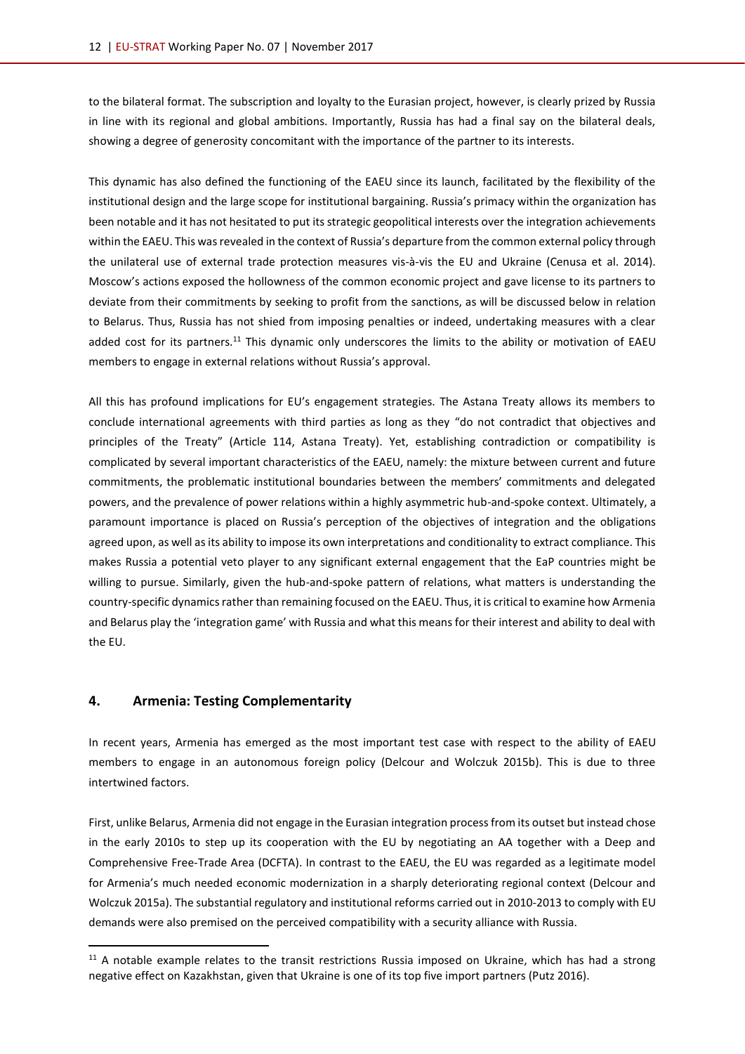to the bilateral format. The subscription and loyalty to the Eurasian project, however, is clearly prized by Russia in line with its regional and global ambitions. Importantly, Russia has had a final say on the bilateral deals, showing a degree of generosity concomitant with the importance of the partner to its interests.

This dynamic has also defined the functioning of the EAEU since its launch, facilitated by the flexibility of the institutional design and the large scope for institutional bargaining. Russia's primacy within the organization has been notable and it has not hesitated to put its strategic geopolitical interests over the integration achievements within the EAEU. This was revealed in the context of Russia's departure from the common external policy through the unilateral use of external trade protection measures vis-à-vis the EU and Ukraine (Cenusa et al. 2014). Moscow's actions exposed the hollowness of the common economic project and gave license to its partners to deviate from their commitments by seeking to profit from the sanctions, as will be discussed below in relation to Belarus. Thus, Russia has not shied from imposing penalties or indeed, undertaking measures with a clear added cost for its partners.[11] This dynamic only underscores the limits to the ability or motivation of EAEU members to engage in external relations without Russia's approval.

All this has profound implications for EU's engagement strategies. The Astana Treaty allows its members to conclude international agreements with third parties as long as they "do not contradict that objectives and principles of the Treaty" (Article 114, Astana Treaty). Yet, establishing contradiction or compatibility is complicated by several important characteristics of the EAEU, namely: the mixture between current and future commitments, the problematic institutional boundaries between the members' commitments and delegated powers, and the prevalence of power relations within a highly asymmetric hub-and-spoke context. Ultimately, a paramount importance is placed on Russia's perception of the objectives of integration and the obligations agreed upon, as well as its ability to impose its own interpretations and conditionality to extract compliance. This makes Russia a potential veto player to any significant external engagement that the EaP countries might be willing to pursue. Similarly, given the hub-and-spoke pattern of relations, what matters is understanding the country-specific dynamics rather than remaining focused on the EAEU. Thus, it is critical to examine how Armenia and Belarus play the 'integration game' with Russia and what this means for their interest and ability to deal with the EU.

## 4. Armenia: Testing Complementarity

In recent years, Armenia has emerged as the most important test case with respect to the ability of EAEU members to engage in an autonomous foreign policy (Delcour and Wolczuk 2015b). This is due to three intertwined factors.

First, unlike Belarus, Armenia did not engage in the Eurasian integration process from its outset but instead chose in the early 2010s to step up its cooperation with the EU by negotiating an AA together with a Deep and Comprehensive Free-Trade Area (DCFTA). In contrast to the EAEU, the EU was regarded as a legitimate model for Armenia's much needed economic modernization in a sharply deteriorating regional context (Delcour and Wolczuk 2015a). The substantial regulatory and institutional reforms carried out in 2010-2013 to comply with EU demands were also premised on the perceived compatibility with a security alliance with Russia.

[11] A notable example relates to the transit restrictions Russia imposed on Ukraine, which has had a strong negative effect on Kazakhstan, given that Ukraine is one of its top five import partners (Putz 2016).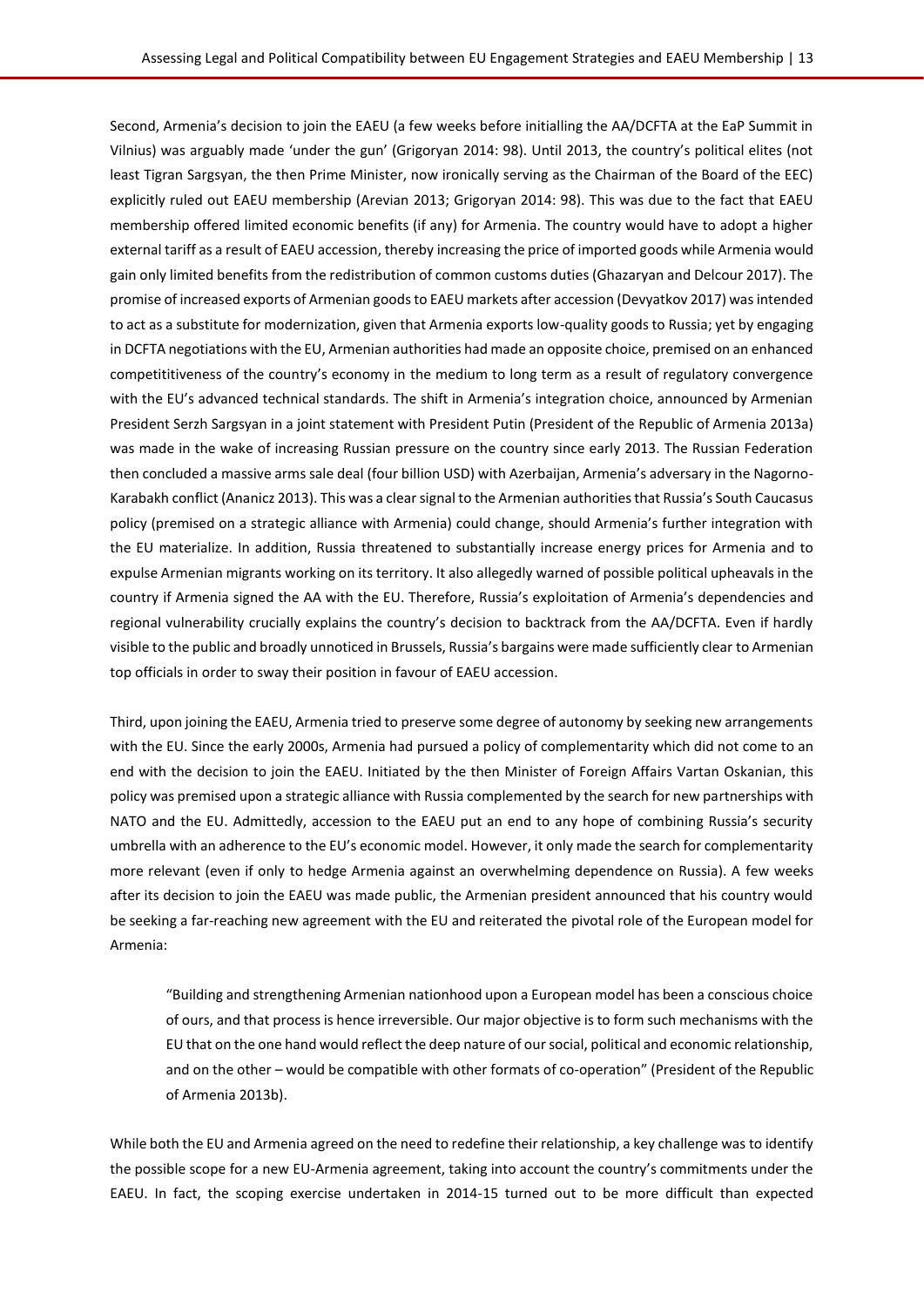Second, Armenia's decision to join the EAEU (a few weeks before initialling the AA/DCFTA at the EaP Summit in Vilnius) was arguably made 'under the gun' (Grigoryan 2014: 98). Until 2013, the country's political elites (not least Tigran Sargsyan, the then Prime Minister, now ironically serving as the Chairman of the Board of the EEC) explicitly ruled out EAEU membership (Arevian 2013; Grigoryan 2014: 98). This was due to the fact that EAEU membership offered limited economic benefits (if any) for Armenia. The country would have to adopt a higher external tariff as a result of EAEU accession, thereby increasing the price of imported goods while Armenia would gain only limited benefits from the redistribution of common customs duties (Ghazaryan and Delcour 2017). The promise of increased exports of Armenian goods to EAEU markets after accession (Devyatkov 2017) was intended to act as a substitute for modernization, given that Armenia exports low-quality goods to Russia; yet by engaging in DCFTA negotiations with the EU, Armenian authorities had made an opposite choice, premised on an enhanced competititiveness of the country's economy in the medium to long term as a result of regulatory convergence with the EU's advanced technical standards. The shift in Armenia's integration choice, announced by Armenian President Serzh Sargsyan in a joint statement with President Putin (President of the Republic of Armenia 2013a) was made in the wake of increasing Russian pressure on the country since early 2013. The Russian Federation then concluded a massive arms sale deal (four billion USD) with Azerbaijan, Armenia's adversary in the Nagorno-Karabakh conflict (Ananicz 2013). This was a clear signal to the Armenian authorities that Russia's South Caucasus policy (premised on a strategic alliance with Armenia) could change, should Armenia's further integration with the EU materialize. In addition, Russia threatened to substantially increase energy prices for Armenia and to expulse Armenian migrants working on its territory. It also allegedly warned of possible political upheavals in the country if Armenia signed the AA with the EU. Therefore, Russia's exploitation of Armenia's dependencies and regional vulnerability crucially explains the country's decision to backtrack from the AA/DCFTA. Even if hardly visible to the public and broadly unnoticed in Brussels, Russia's bargains were made sufficiently clear to Armenian top officials in order to sway their position in favour of EAEU accession.

Third, upon joining the EAEU, Armenia tried to preserve some degree of autonomy by seeking new arrangements with the EU. Since the early 2000s, Armenia had pursued a policy of complementarity which did not come to an end with the decision to join the EAEU. Initiated by the then Minister of Foreign Affairs Vartan Oskanian, this policy was premised upon a strategic alliance with Russia complemented by the search for new partnerships with NATO and the EU. Admittedly, accession to the EAEU put an end to any hope of combining Russia's security umbrella with an adherence to the EU's economic model. However, it only made the search for complementarity more relevant (even if only to hedge Armenia against an overwhelming dependence on Russia). A few weeks after its decision to join the EAEU was made public, the Armenian president announced that his country would be seeking a far-reaching new agreement with the EU and reiterated the pivotal role of the European model for Armenia:

> "Building and strengthening Armenian nationhood upon a European model has been a conscious choice of ours, and that process is hence irreversible. Our major objective is to form such mechanisms with the EU that on the one hand would reflect the deep nature of our social, political and economic relationship, and on the other – would be compatible with other formats of co-operation" (President of the Republic of Armenia 2013b).

While both the EU and Armenia agreed on the need to redefine their relationship, a key challenge was to identify the possible scope for a new EU-Armenia agreement, taking into account the country's commitments under the EAEU. In fact, the scoping exercise undertaken in 2014-15 turned out to be more difficult than expected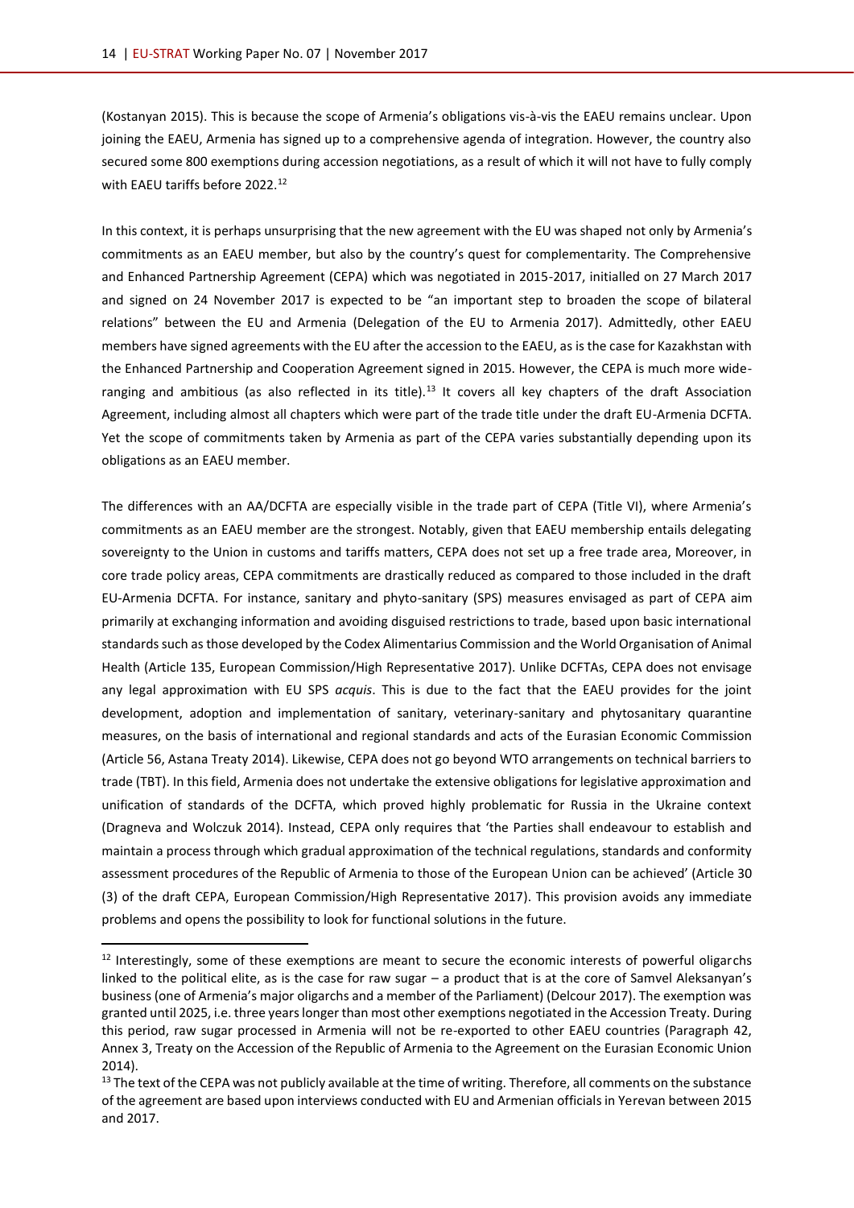(Kostanyan 2015). This is because the scope of Armenia's obligations vis-à-vis the EAEU remains unclear. Upon joining the EAEU, Armenia has signed up to a comprehensive agenda of integration. However, the country also secured some 800 exemptions during accession negotiations, as a result of which it will not have to fully comply with EAEU tariffs before 2022.[12]

In this context, it is perhaps unsurprising that the new agreement with the EU was shaped not only by Armenia's commitments as an EAEU member, but also by the country's quest for complementarity. The Comprehensive and Enhanced Partnership Agreement (CEPA) which was negotiated in 2015-2017, initialled on 27 March 2017 and signed on 24 November 2017 is expected to be "an important step to broaden the scope of bilateral relations" between the EU and Armenia (Delegation of the EU to Armenia 2017). Admittedly, other EAEU members have signed agreements with the EU after the accession to the EAEU, as is the case for Kazakhstan with the Enhanced Partnership and Cooperation Agreement signed in 2015. However, the CEPA is much more wide-ranging and ambitious (as also reflected in its title).[13] It covers all key chapters of the draft Association Agreement, including almost all chapters which were part of the trade title under the draft EU-Armenia DCFTA. Yet the scope of commitments taken by Armenia as part of the CEPA varies substantially depending upon its obligations as an EAEU member.

The differences with an AA/DCFTA are especially visible in the trade part of CEPA (Title VI), where Armenia's commitments as an EAEU member are the strongest. Notably, given that EAEU membership entails delegating sovereignty to the Union in customs and tariffs matters, CEPA does not set up a free trade area, Moreover, in core trade policy areas, CEPA commitments are drastically reduced as compared to those included in the draft EU-Armenia DCFTA. For instance, sanitary and phyto-sanitary (SPS) measures envisaged as part of CEPA aim primarily at exchanging information and avoiding disguised restrictions to trade, based upon basic international standards such as those developed by the Codex Alimentarius Commission and the World Organisation of Animal Health (Article 135, European Commission/High Representative 2017). Unlike DCFTAs, CEPA does not envisage any legal approximation with EU SPS *acquis*. This is due to the fact that the EAEU provides for the joint development, adoption and implementation of sanitary, veterinary-sanitary and phytosanitary quarantine measures, on the basis of international and regional standards and acts of the Eurasian Economic Commission (Article 56, Astana Treaty 2014). Likewise, CEPA does not go beyond WTO arrangements on technical barriers to trade (TBT). In this field, Armenia does not undertake the extensive obligations for legislative approximation and unification of standards of the DCFTA, which proved highly problematic for Russia in the Ukraine context (Dragneva and Wolczuk 2014). Instead, CEPA only requires that 'the Parties shall endeavour to establish and maintain a process through which gradual approximation of the technical regulations, standards and conformity assessment procedures of the Republic of Armenia to those of the European Union can be achieved' (Article 30 (3) of the draft CEPA, European Commission/High Representative 2017). This provision avoids any immediate problems and opens the possibility to look for functional solutions in the future.

---

[12] Interestingly, some of these exemptions are meant to secure the economic interests of powerful oligarchs linked to the political elite, as is the case for raw sugar – a product that is at the core of Samvel Aleksanyan's business (one of Armenia's major oligarchs and a member of the Parliament) (Delcour 2017). The exemption was granted until 2025, i.e. three years longer than most other exemptions negotiated in the Accession Treaty. During this period, raw sugar processed in Armenia will not be re-exported to other EAEU countries (Paragraph 42, Annex 3, Treaty on the Accession of the Republic of Armenia to the Agreement on the Eurasian Economic Union 2014).

[13] The text of the CEPA was not publicly available at the time of writing. Therefore, all comments on the substance of the agreement are based upon interviews conducted with EU and Armenian officials in Yerevan between 2015 and 2017.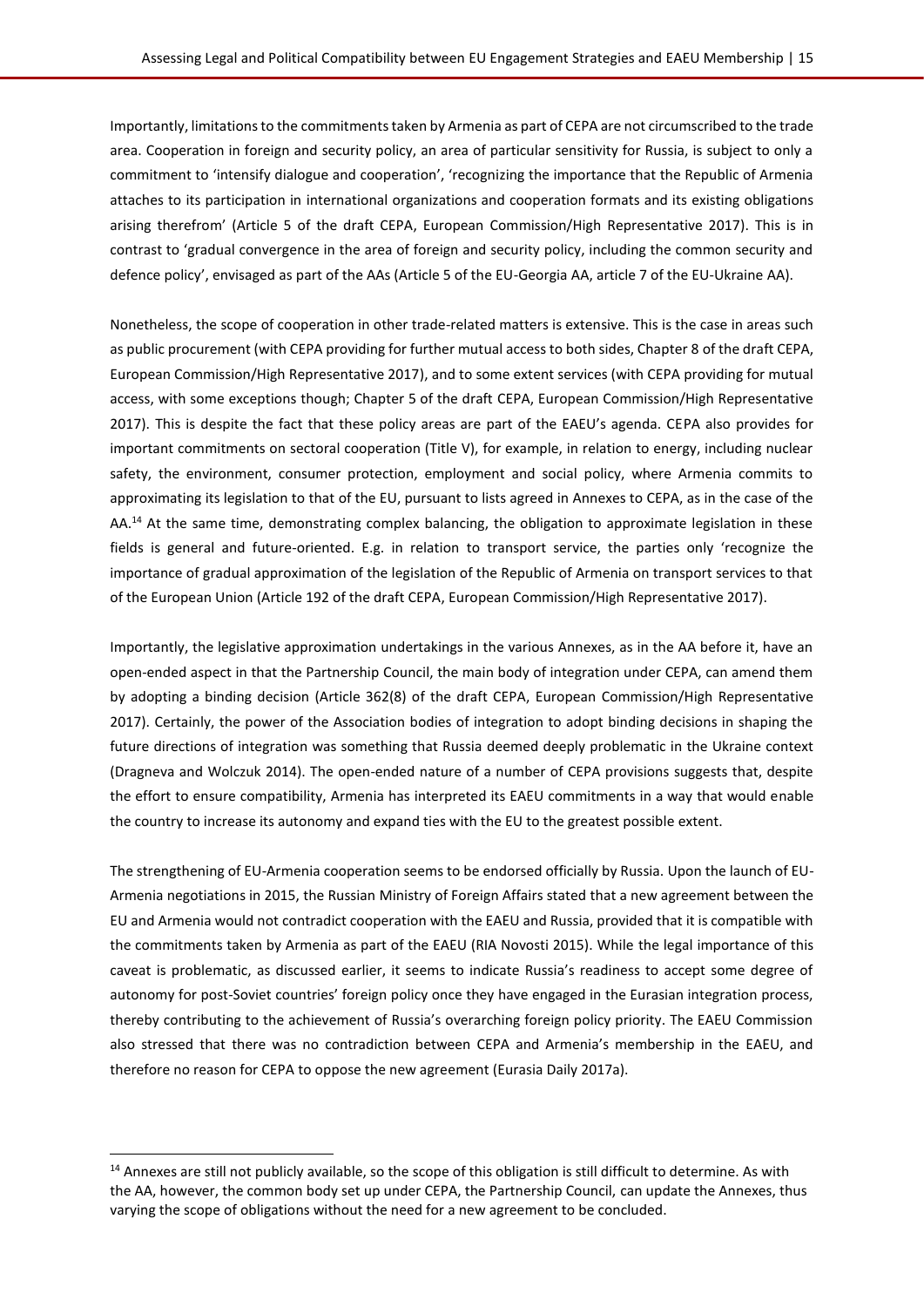Importantly, limitations to the commitments taken by Armenia as part of CEPA are not circumscribed to the trade area. Cooperation in foreign and security policy, an area of particular sensitivity for Russia, is subject to only a commitment to 'intensify dialogue and cooperation', 'recognizing the importance that the Republic of Armenia attaches to its participation in international organizations and cooperation formats and its existing obligations arising therefrom' (Article 5 of the draft CEPA, European Commission/High Representative 2017). This is in contrast to 'gradual convergence in the area of foreign and security policy, including the common security and defence policy', envisaged as part of the AAs (Article 5 of the EU-Georgia AA, article 7 of the EU-Ukraine AA).

Nonetheless, the scope of cooperation in other trade-related matters is extensive. This is the case in areas such as public procurement (with CEPA providing for further mutual access to both sides, Chapter 8 of the draft CEPA, European Commission/High Representative 2017), and to some extent services (with CEPA providing for mutual access, with some exceptions though; Chapter 5 of the draft CEPA, European Commission/High Representative 2017). This is despite the fact that these policy areas are part of the EAEU's agenda. CEPA also provides for important commitments on sectoral cooperation (Title V), for example, in relation to energy, including nuclear safety, the environment, consumer protection, employment and social policy, where Armenia commits to approximating its legislation to that of the EU, pursuant to lists agreed in Annexes to CEPA, as in the case of the AA.[14] At the same time, demonstrating complex balancing, the obligation to approximate legislation in these fields is general and future-oriented. E.g. in relation to transport service, the parties only 'recognize the importance of gradual approximation of the legislation of the Republic of Armenia on transport services to that of the European Union (Article 192 of the draft CEPA, European Commission/High Representative 2017).

Importantly, the legislative approximation undertakings in the various Annexes, as in the AA before it, have an open-ended aspect in that the Partnership Council, the main body of integration under CEPA, can amend them by adopting a binding decision (Article 362(8) of the draft CEPA, European Commission/High Representative 2017). Certainly, the power of the Association bodies of integration to adopt binding decisions in shaping the future directions of integration was something that Russia deemed deeply problematic in the Ukraine context (Dragneva and Wolczuk 2014). The open-ended nature of a number of CEPA provisions suggests that, despite the effort to ensure compatibility, Armenia has interpreted its EAEU commitments in a way that would enable the country to increase its autonomy and expand ties with the EU to the greatest possible extent.

The strengthening of EU-Armenia cooperation seems to be endorsed officially by Russia. Upon the launch of EU-Armenia negotiations in 2015, the Russian Ministry of Foreign Affairs stated that a new agreement between the EU and Armenia would not contradict cooperation with the EAEU and Russia, provided that it is compatible with the commitments taken by Armenia as part of the EAEU (RIA Novosti 2015). While the legal importance of this caveat is problematic, as discussed earlier, it seems to indicate Russia's readiness to accept some degree of autonomy for post-Soviet countries' foreign policy once they have engaged in the Eurasian integration process, thereby contributing to the achievement of Russia's overarching foreign policy priority. The EAEU Commission also stressed that there was no contradiction between CEPA and Armenia's membership in the EAEU, and therefore no reason for CEPA to oppose the new agreement (Eurasia Daily 2017a).

---

[14] Annexes are still not publicly available, so the scope of this obligation is still difficult to determine. As with the AA, however, the common body set up under CEPA, the Partnership Council, can update the Annexes, thus varying the scope of obligations without the need for a new agreement to be concluded.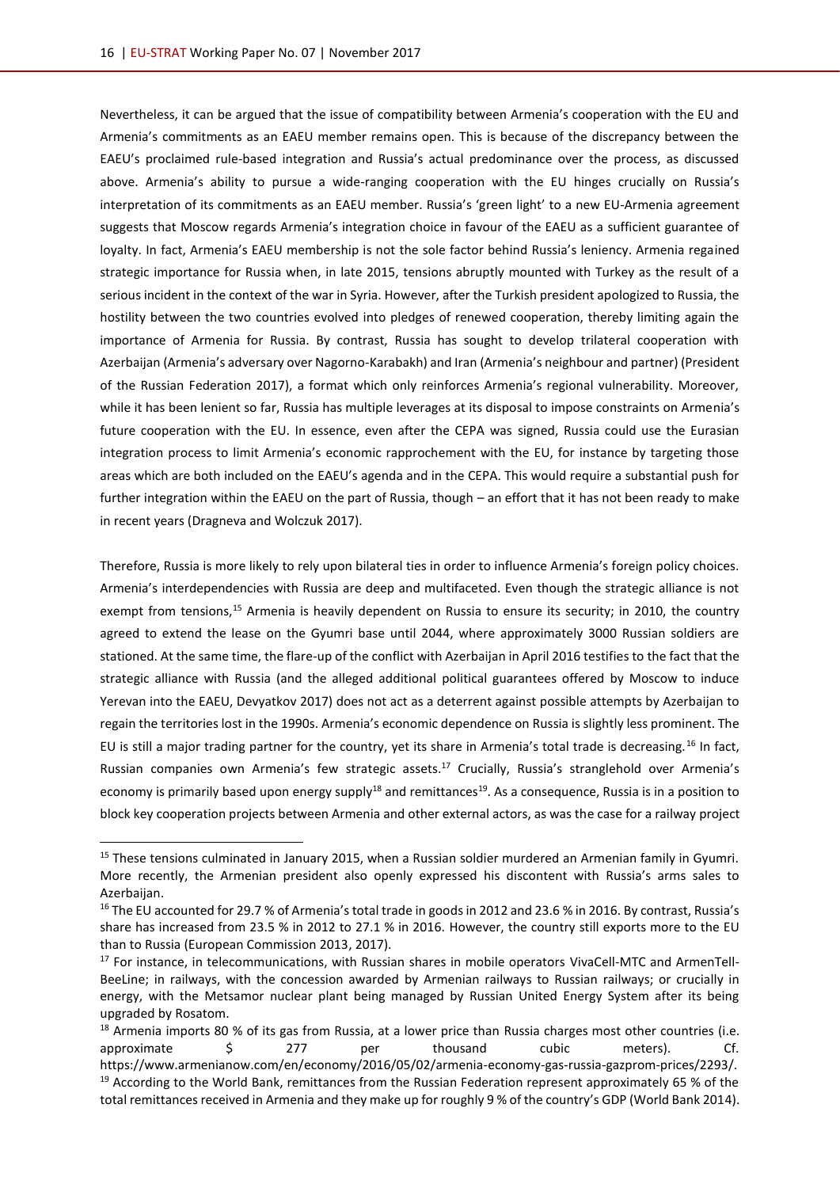Nevertheless, it can be argued that the issue of compatibility between Armenia's cooperation with the EU and Armenia's commitments as an EAEU member remains open. This is because of the discrepancy between the EAEU's proclaimed rule-based integration and Russia's actual predominance over the process, as discussed above. Armenia's ability to pursue a wide-ranging cooperation with the EU hinges crucially on Russia's interpretation of its commitments as an EAEU member. Russia's 'green light' to a new EU-Armenia agreement suggests that Moscow regards Armenia's integration choice in favour of the EAEU as a sufficient guarantee of loyalty. In fact, Armenia's EAEU membership is not the sole factor behind Russia's leniency. Armenia regained strategic importance for Russia when, in late 2015, tensions abruptly mounted with Turkey as the result of a serious incident in the context of the war in Syria. However, after the Turkish president apologized to Russia, the hostility between the two countries evolved into pledges of renewed cooperation, thereby limiting again the importance of Armenia for Russia. By contrast, Russia has sought to develop trilateral cooperation with Azerbaijan (Armenia's adversary over Nagorno-Karabakh) and Iran (Armenia's neighbour and partner) (President of the Russian Federation 2017), a format which only reinforces Armenia's regional vulnerability. Moreover, while it has been lenient so far, Russia has multiple leverages at its disposal to impose constraints on Armenia's future cooperation with the EU. In essence, even after the CEPA was signed, Russia could use the Eurasian integration process to limit Armenia's economic rapprochement with the EU, for instance by targeting those areas which are both included on the EAEU's agenda and in the CEPA. This would require a substantial push for further integration within the EAEU on the part of Russia, though – an effort that it has not been ready to make in recent years (Dragneva and Wolczuk 2017).

Therefore, Russia is more likely to rely upon bilateral ties in order to influence Armenia's foreign policy choices. Armenia's interdependencies with Russia are deep and multifaceted. Even though the strategic alliance is not exempt from tensions,[15] Armenia is heavily dependent on Russia to ensure its security; in 2010, the country agreed to extend the lease on the Gyumri base until 2044, where approximately 3000 Russian soldiers are stationed. At the same time, the flare-up of the conflict with Azerbaijan in April 2016 testifies to the fact that the strategic alliance with Russia (and the alleged additional political guarantees offered by Moscow to induce Yerevan into the EAEU, Devyatkov 2017) does not act as a deterrent against possible attempts by Azerbaijan to regain the territories lost in the 1990s. Armenia's economic dependence on Russia is slightly less prominent. The EU is still a major trading partner for the country, yet its share in Armenia's total trade is decreasing.[16] In fact, Russian companies own Armenia's few strategic assets.[17] Crucially, Russia's stranglehold over Armenia's economy is primarily based upon energy supply[18] and remittances[19]. As a consequence, Russia is in a position to block key cooperation projects between Armenia and other external actors, as was the case for a railway project

---

[15] These tensions culminated in January 2015, when a Russian soldier murdered an Armenian family in Gyumri. More recently, the Armenian president also openly expressed his discontent with Russia's arms sales to Azerbaijan.

[16] The EU accounted for 29.7 % of Armenia's total trade in goods in 2012 and 23.6 % in 2016. By contrast, Russia's share has increased from 23.5 % in 2012 to 27.1 % in 2016. However, the country still exports more to the EU than to Russia (European Commission 2013, 2017).

[17] For instance, in telecommunications, with Russian shares in mobile operators VivaCell-MTC and ArmenTell-BeeLine; in railways, with the concession awarded by Armenian railways to Russian railways; or crucially in energy, with the Metsamor nuclear plant being managed by Russian United Energy System after its being upgraded by Rosatom.

[18] Armenia imports 80 % of its gas from Russia, at a lower price than Russia charges most other countries (i.e. approximate $ 277 per thousand cubic meters). Cf. https://www.armenianow.com/en/economy/2016/05/02/armenia-economy-gas-russia-gazprom-prices/2293/.

[19] According to the World Bank, remittances from the Russian Federation represent approximately 65 % of the total remittances received in Armenia and they make up for roughly 9 % of the country's GDP (World Bank 2014).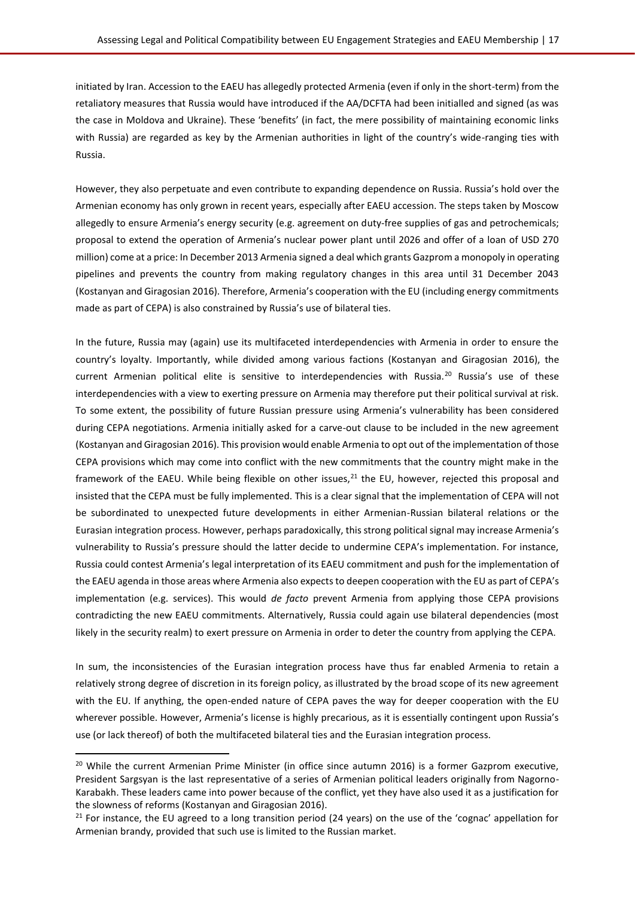initiated by Iran. Accession to the EAEU has allegedly protected Armenia (even if only in the short-term) from the retaliatory measures that Russia would have introduced if the AA/DCFTA had been initialled and signed (as was the case in Moldova and Ukraine). These 'benefits' (in fact, the mere possibility of maintaining economic links with Russia) are regarded as key by the Armenian authorities in light of the country's wide-ranging ties with Russia.

However, they also perpetuate and even contribute to expanding dependence on Russia. Russia's hold over the Armenian economy has only grown in recent years, especially after EAEU accession. The steps taken by Moscow allegedly to ensure Armenia's energy security (e.g. agreement on duty-free supplies of gas and petrochemicals; proposal to extend the operation of Armenia's nuclear power plant until 2026 and offer of a loan of USD 270 million) come at a price: In December 2013 Armenia signed a deal which grants Gazprom a monopoly in operating pipelines and prevents the country from making regulatory changes in this area until 31 December 2043 (Kostanyan and Giragosian 2016). Therefore, Armenia's cooperation with the EU (including energy commitments made as part of CEPA) is also constrained by Russia's use of bilateral ties.

In the future, Russia may (again) use its multifaceted interdependencies with Armenia in order to ensure the country's loyalty. Importantly, while divided among various factions (Kostanyan and Giragosian 2016), the current Armenian political elite is sensitive to interdependencies with Russia.[20] Russia's use of these interdependencies with a view to exerting pressure on Armenia may therefore put their political survival at risk. To some extent, the possibility of future Russian pressure using Armenia's vulnerability has been considered during CEPA negotiations. Armenia initially asked for a carve-out clause to be included in the new agreement (Kostanyan and Giragosian 2016). This provision would enable Armenia to opt out of the implementation of those CEPA provisions which may come into conflict with the new commitments that the country might make in the framework of the EAEU. While being flexible on other issues,[21] the EU, however, rejected this proposal and insisted that the CEPA must be fully implemented. This is a clear signal that the implementation of CEPA will not be subordinated to unexpected future developments in either Armenian-Russian bilateral relations or the Eurasian integration process. However, perhaps paradoxically, this strong political signal may increase Armenia's vulnerability to Russia's pressure should the latter decide to undermine CEPA's implementation. For instance, Russia could contest Armenia's legal interpretation of its EAEU commitment and push for the implementation of the EAEU agenda in those areas where Armenia also expects to deepen cooperation with the EU as part of CEPA's implementation (e.g. services). This would *de facto* prevent Armenia from applying those CEPA provisions contradicting the new EAEU commitments. Alternatively, Russia could again use bilateral dependencies (most likely in the security realm) to exert pressure on Armenia in order to deter the country from applying the CEPA.

In sum, the inconsistencies of the Eurasian integration process have thus far enabled Armenia to retain a relatively strong degree of discretion in its foreign policy, as illustrated by the broad scope of its new agreement with the EU. If anything, the open-ended nature of CEPA paves the way for deeper cooperation with the EU wherever possible. However, Armenia's license is highly precarious, as it is essentially contingent upon Russia's use (or lack thereof) of both the multifaceted bilateral ties and the Eurasian integration process.

---

[20] While the current Armenian Prime Minister (in office since autumn 2016) is a former Gazprom executive, President Sargsyan is the last representative of a series of Armenian political leaders originally from Nagorno-Karabakh. These leaders came into power because of the conflict, yet they have also used it as a justification for the slowness of reforms (Kostanyan and Giragosian 2016).

[21] For instance, the EU agreed to a long transition period (24 years) on the use of the 'cognac' appellation for Armenian brandy, provided that such use is limited to the Russian market.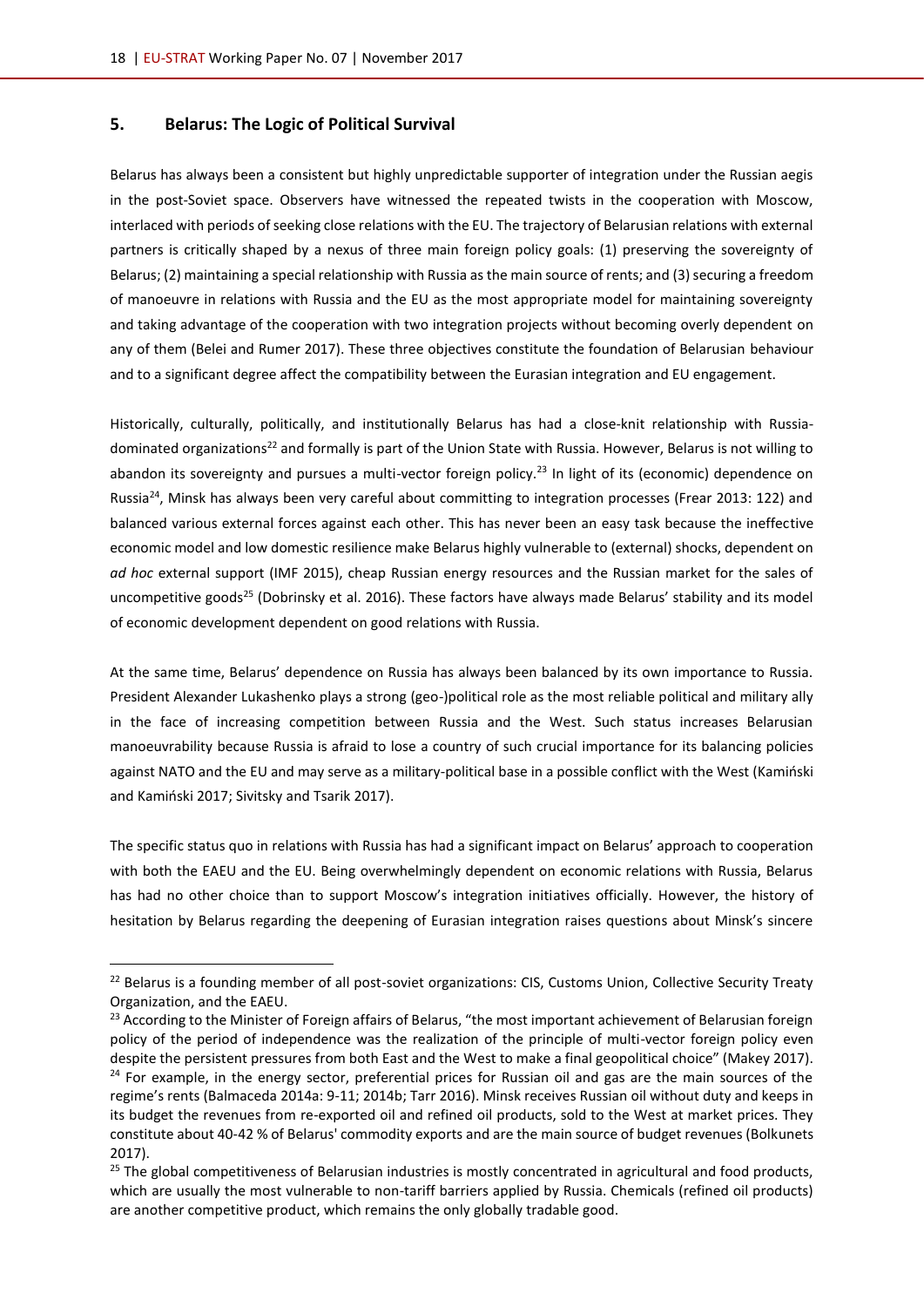## 5. Belarus: The Logic of Political Survival

Belarus has always been a consistent but highly unpredictable supporter of integration under the Russian aegis in the post-Soviet space. Observers have witnessed the repeated twists in the cooperation with Moscow, interlaced with periods of seeking close relations with the EU. The trajectory of Belarusian relations with external partners is critically shaped by a nexus of three main foreign policy goals: (1) preserving the sovereignty of Belarus; (2) maintaining a special relationship with Russia as the main source of rents; and (3) securing a freedom of manoeuvre in relations with Russia and the EU as the most appropriate model for maintaining sovereignty and taking advantage of the cooperation with two integration projects without becoming overly dependent on any of them (Belei and Rumer 2017). These three objectives constitute the foundation of Belarusian behaviour and to a significant degree affect the compatibility between the Eurasian integration and EU engagement.

Historically, culturally, politically, and institutionally Belarus has had a close-knit relationship with Russia-dominated organizations[22] and formally is part of the Union State with Russia. However, Belarus is not willing to abandon its sovereignty and pursues a multi-vector foreign policy.[23] In light of its (economic) dependence on Russia[24], Minsk has always been very careful about committing to integration processes (Frear 2013: 122) and balanced various external forces against each other. This has never been an easy task because the ineffective economic model and low domestic resilience make Belarus highly vulnerable to (external) shocks, dependent on *ad hoc* external support (IMF 2015), cheap Russian energy resources and the Russian market for the sales of uncompetitive goods[25] (Dobrinsky et al. 2016). These factors have always made Belarus' stability and its model of economic development dependent on good relations with Russia.

At the same time, Belarus' dependence on Russia has always been balanced by its own importance to Russia. President Alexander Lukashenko plays a strong (geo-)political role as the most reliable political and military ally in the face of increasing competition between Russia and the West. Such status increases Belarusian manoeuvrability because Russia is afraid to lose a country of such crucial importance for its balancing policies against NATO and the EU and may serve as a military-political base in a possible conflict with the West (Kamiński and Kamiński 2017; Sivitsky and Tsarik 2017).

The specific status quo in relations with Russia has had a significant impact on Belarus' approach to cooperation with both the EAEU and the EU. Being overwhelmingly dependent on economic relations with Russia, Belarus has had no other choice than to support Moscow's integration initiatives officially. However, the history of hesitation by Belarus regarding the deepening of Eurasian integration raises questions about Minsk's sincere

---

[22] Belarus is a founding member of all post-soviet organizations: CIS, Customs Union, Collective Security Treaty Organization, and the EAEU.

[23] According to the Minister of Foreign affairs of Belarus, "the most important achievement of Belarusian foreign policy of the period of independence was the realization of the principle of multi-vector foreign policy even despite the persistent pressures from both East and the West to make a final geopolitical choice" (Makey 2017).

[24] For example, in the energy sector, preferential prices for Russian oil and gas are the main sources of the regime's rents (Balmaceda 2014a: 9-11; 2014b; Tarr 2016). Minsk receives Russian oil without duty and keeps in its budget the revenues from re-exported oil and refined oil products, sold to the West at market prices. They constitute about 40-42 % of Belarus' commodity exports and are the main source of budget revenues (Bolkunets 2017).

[25] The global competitiveness of Belarusian industries is mostly concentrated in agricultural and food products, which are usually the most vulnerable to non-tariff barriers applied by Russia. Chemicals (refined oil products) are another competitive product, which remains the only globally tradable good.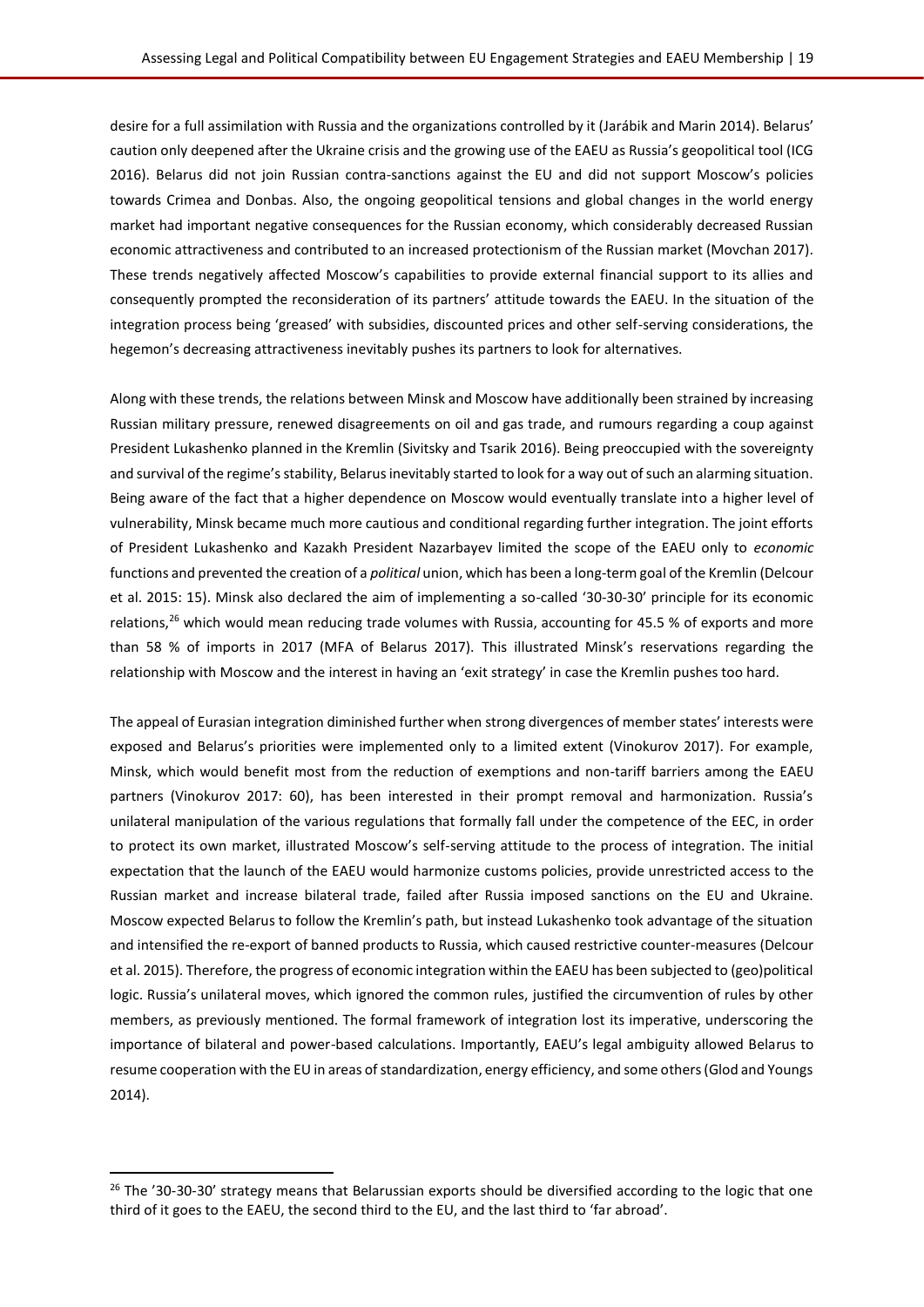desire for a full assimilation with Russia and the organizations controlled by it (Jarábik and Marin 2014). Belarus' caution only deepened after the Ukraine crisis and the growing use of the EAEU as Russia's geopolitical tool (ICG 2016). Belarus did not join Russian contra-sanctions against the EU and did not support Moscow's policies towards Crimea and Donbas. Also, the ongoing geopolitical tensions and global changes in the world energy market had important negative consequences for the Russian economy, which considerably decreased Russian economic attractiveness and contributed to an increased protectionism of the Russian market (Movchan 2017). These trends negatively affected Moscow's capabilities to provide external financial support to its allies and consequently prompted the reconsideration of its partners' attitude towards the EAEU. In the situation of the integration process being 'greased' with subsidies, discounted prices and other self-serving considerations, the hegemon's decreasing attractiveness inevitably pushes its partners to look for alternatives.

Along with these trends, the relations between Minsk and Moscow have additionally been strained by increasing Russian military pressure, renewed disagreements on oil and gas trade, and rumours regarding a coup against President Lukashenko planned in the Kremlin (Sivitsky and Tsarik 2016). Being preoccupied with the sovereignty and survival of the regime's stability, Belarus inevitably started to look for a way out of such an alarming situation. Being aware of the fact that a higher dependence on Moscow would eventually translate into a higher level of vulnerability, Minsk became much more cautious and conditional regarding further integration. The joint efforts of President Lukashenko and Kazakh President Nazarbayev limited the scope of the EAEU only to *economic* functions and prevented the creation of a *political* union, which has been a long-term goal of the Kremlin (Delcour et al. 2015: 15). Minsk also declared the aim of implementing a so-called '30-30-30' principle for its economic relations,[26] which would mean reducing trade volumes with Russia, accounting for 45.5 % of exports and more than 58 % of imports in 2017 (MFA of Belarus 2017). This illustrated Minsk's reservations regarding the relationship with Moscow and the interest in having an 'exit strategy' in case the Kremlin pushes too hard.

The appeal of Eurasian integration diminished further when strong divergences of member states' interests were exposed and Belarus's priorities were implemented only to a limited extent (Vinokurov 2017). For example, Minsk, which would benefit most from the reduction of exemptions and non-tariff barriers among the EAEU partners (Vinokurov 2017: 60), has been interested in their prompt removal and harmonization. Russia's unilateral manipulation of the various regulations that formally fall under the competence of the EEC, in order to protect its own market, illustrated Moscow's self-serving attitude to the process of integration. The initial expectation that the launch of the EAEU would harmonize customs policies, provide unrestricted access to the Russian market and increase bilateral trade, failed after Russia imposed sanctions on the EU and Ukraine. Moscow expected Belarus to follow the Kremlin's path, but instead Lukashenko took advantage of the situation and intensified the re-export of banned products to Russia, which caused restrictive counter-measures (Delcour et al. 2015). Therefore, the progress of economic integration within the EAEU has been subjected to (geo)political logic. Russia's unilateral moves, which ignored the common rules, justified the circumvention of rules by other members, as previously mentioned. The formal framework of integration lost its imperative, underscoring the importance of bilateral and power-based calculations. Importantly, EAEU's legal ambiguity allowed Belarus to resume cooperation with the EU in areas of standardization, energy efficiency, and some others (Glod and Youngs 2014).

---

[26] The '30-30-30' strategy means that Belarussian exports should be diversified according to the logic that one third of it goes to the EAEU, the second third to the EU, and the last third to 'far abroad'.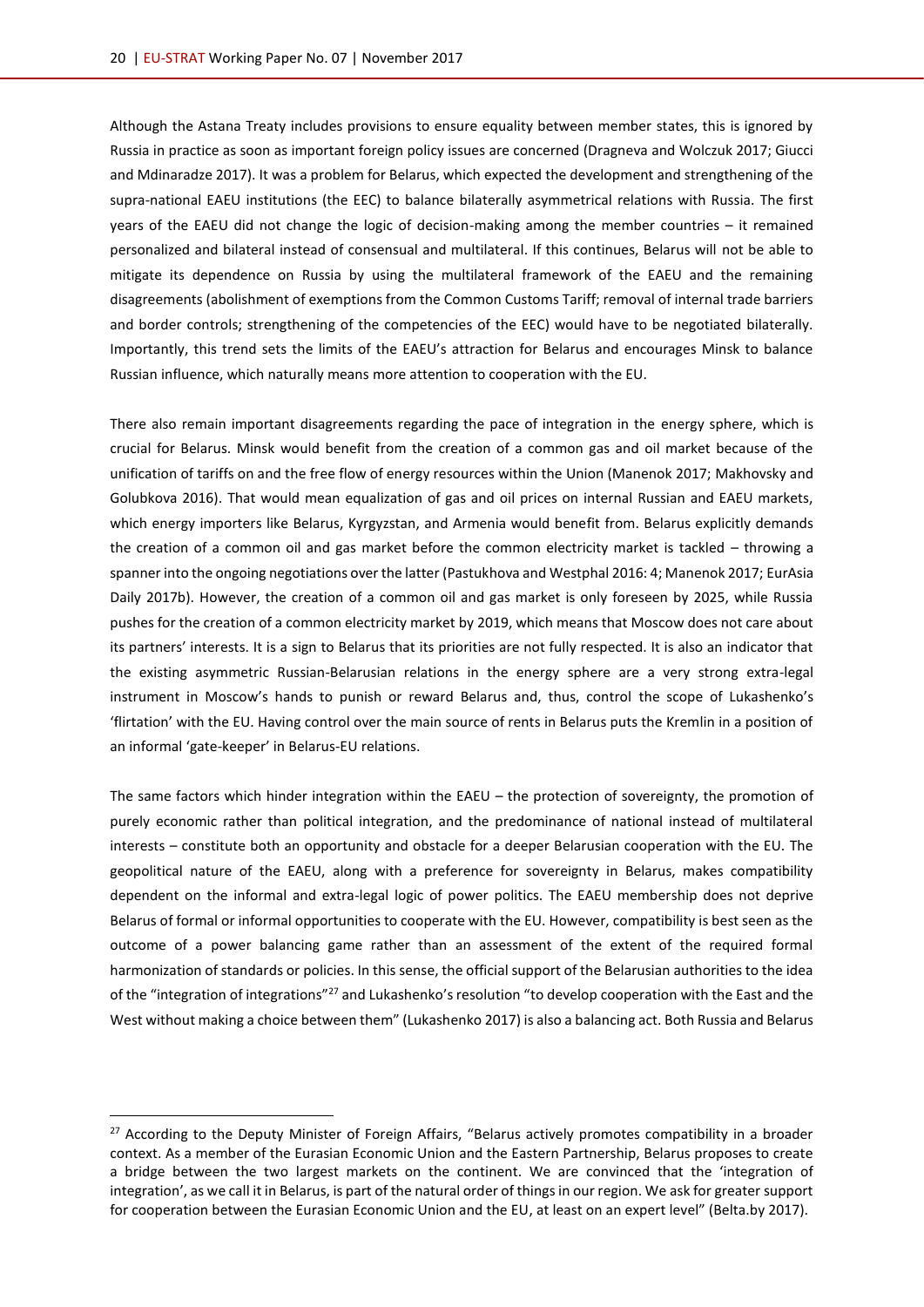Although the Astana Treaty includes provisions to ensure equality between member states, this is ignored by Russia in practice as soon as important foreign policy issues are concerned (Dragneva and Wolczuk 2017; Giucci and Mdinaradze 2017). It was a problem for Belarus, which expected the development and strengthening of the supra-national EAEU institutions (the EEC) to balance bilaterally asymmetrical relations with Russia. The first years of the EAEU did not change the logic of decision-making among the member countries – it remained personalized and bilateral instead of consensual and multilateral. If this continues, Belarus will not be able to mitigate its dependence on Russia by using the multilateral framework of the EAEU and the remaining disagreements (abolishment of exemptions from the Common Customs Tariff; removal of internal trade barriers and border controls; strengthening of the competencies of the EEC) would have to be negotiated bilaterally. Importantly, this trend sets the limits of the EAEU's attraction for Belarus and encourages Minsk to balance Russian influence, which naturally means more attention to cooperation with the EU.

There also remain important disagreements regarding the pace of integration in the energy sphere, which is crucial for Belarus. Minsk would benefit from the creation of a common gas and oil market because of the unification of tariffs on and the free flow of energy resources within the Union (Manenok 2017; Makhovsky and Golubkova 2016). That would mean equalization of gas and oil prices on internal Russian and EAEU markets, which energy importers like Belarus, Kyrgyzstan, and Armenia would benefit from. Belarus explicitly demands the creation of a common oil and gas market before the common electricity market is tackled – throwing a spanner into the ongoing negotiations over the latter (Pastukhova and Westphal 2016: 4; Manenok 2017; EurAsia Daily 2017b). However, the creation of a common oil and gas market is only foreseen by 2025, while Russia pushes for the creation of a common electricity market by 2019, which means that Moscow does not care about its partners' interests. It is a sign to Belarus that its priorities are not fully respected. It is also an indicator that the existing asymmetric Russian-Belarusian relations in the energy sphere are a very strong extra-legal instrument in Moscow's hands to punish or reward Belarus and, thus, control the scope of Lukashenko's 'flirtation' with the EU. Having control over the main source of rents in Belarus puts the Kremlin in a position of an informal 'gate-keeper' in Belarus-EU relations.

The same factors which hinder integration within the EAEU – the protection of sovereignty, the promotion of purely economic rather than political integration, and the predominance of national instead of multilateral interests – constitute both an opportunity and obstacle for a deeper Belarusian cooperation with the EU. The geopolitical nature of the EAEU, along with a preference for sovereignty in Belarus, makes compatibility dependent on the informal and extra-legal logic of power politics. The EAEU membership does not deprive Belarus of formal or informal opportunities to cooperate with the EU. However, compatibility is best seen as the outcome of a power balancing game rather than an assessment of the extent of the required formal harmonization of standards or policies. In this sense, the official support of the Belarusian authorities to the idea of the "integration of integrations"[27] and Lukashenko's resolution "to develop cooperation with the East and the West without making a choice between them" (Lukashenko 2017) is also a balancing act. Both Russia and Belarus

---

[27] According to the Deputy Minister of Foreign Affairs, "Belarus actively promotes compatibility in a broader context. As a member of the Eurasian Economic Union and the Eastern Partnership, Belarus proposes to create a bridge between the two largest markets on the continent. We are convinced that the 'integration of integration', as we call it in Belarus, is part of the natural order of things in our region. We ask for greater support for cooperation between the Eurasian Economic Union and the EU, at least on an expert level" (Belta.by 2017).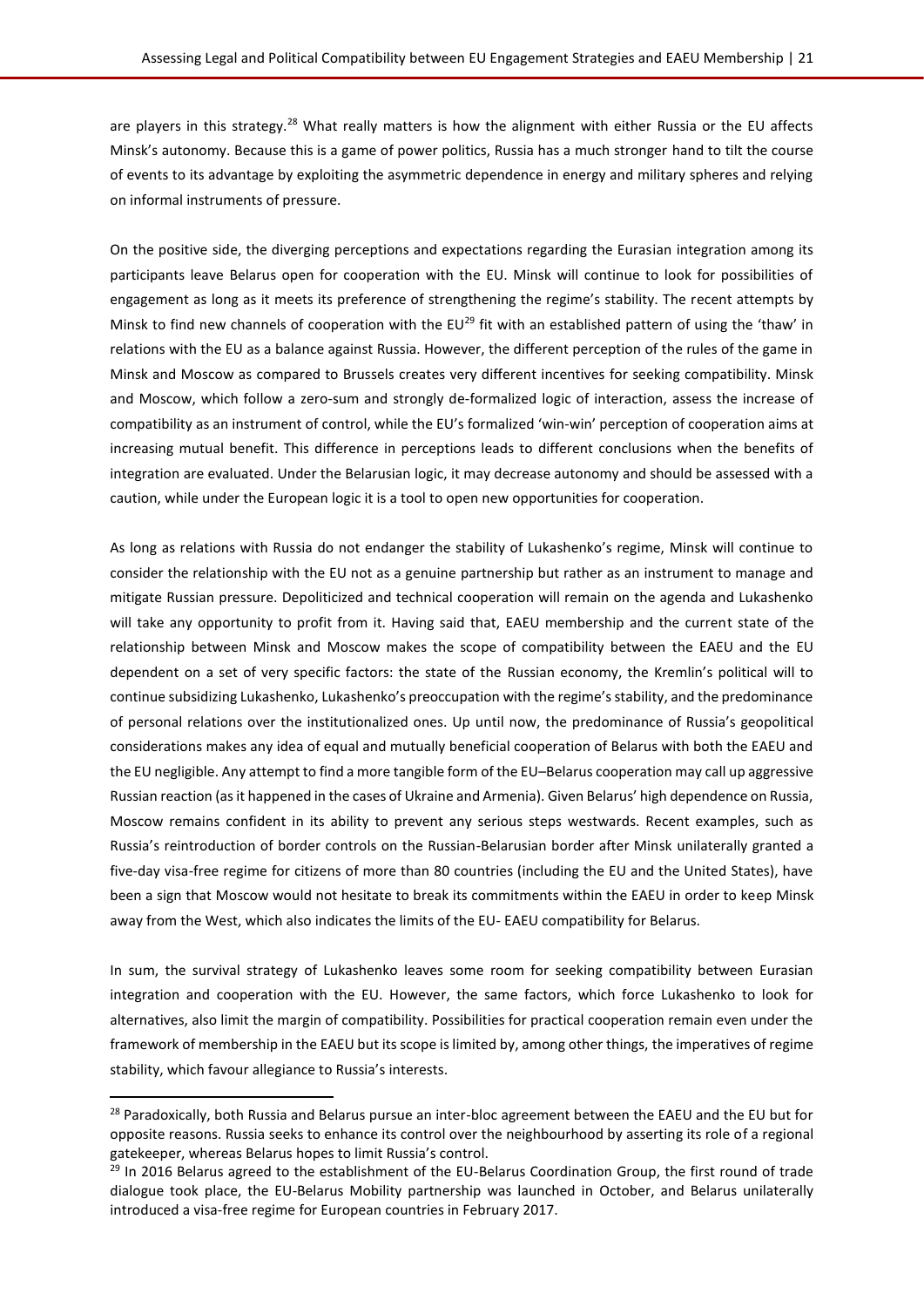are players in this strategy.[28] What really matters is how the alignment with either Russia or the EU affects Minsk's autonomy. Because this is a game of power politics, Russia has a much stronger hand to tilt the course of events to its advantage by exploiting the asymmetric dependence in energy and military spheres and relying on informal instruments of pressure.

On the positive side, the diverging perceptions and expectations regarding the Eurasian integration among its participants leave Belarus open for cooperation with the EU. Minsk will continue to look for possibilities of engagement as long as it meets its preference of strengthening the regime's stability. The recent attempts by Minsk to find new channels of cooperation with the EU[29] fit with an established pattern of using the 'thaw' in relations with the EU as a balance against Russia. However, the different perception of the rules of the game in Minsk and Moscow as compared to Brussels creates very different incentives for seeking compatibility. Minsk and Moscow, which follow a zero-sum and strongly de-formalized logic of interaction, assess the increase of compatibility as an instrument of control, while the EU's formalized 'win-win' perception of cooperation aims at increasing mutual benefit. This difference in perceptions leads to different conclusions when the benefits of integration are evaluated. Under the Belarusian logic, it may decrease autonomy and should be assessed with a caution, while under the European logic it is a tool to open new opportunities for cooperation.

As long as relations with Russia do not endanger the stability of Lukashenko's regime, Minsk will continue to consider the relationship with the EU not as a genuine partnership but rather as an instrument to manage and mitigate Russian pressure. Depoliticized and technical cooperation will remain on the agenda and Lukashenko will take any opportunity to profit from it. Having said that, EAEU membership and the current state of the relationship between Minsk and Moscow makes the scope of compatibility between the EAEU and the EU dependent on a set of very specific factors: the state of the Russian economy, the Kremlin's political will to continue subsidizing Lukashenko, Lukashenko's preoccupation with the regime's stability, and the predominance of personal relations over the institutionalized ones. Up until now, the predominance of Russia's geopolitical considerations makes any idea of equal and mutually beneficial cooperation of Belarus with both the EAEU and the EU negligible. Any attempt to find a more tangible form of the EU–Belarus cooperation may call up aggressive Russian reaction (as it happened in the cases of Ukraine and Armenia). Given Belarus' high dependence on Russia, Moscow remains confident in its ability to prevent any serious steps westwards. Recent examples, such as Russia's reintroduction of border controls on the Russian-Belarusian border after Minsk unilaterally granted a five-day visa-free regime for citizens of more than 80 countries (including the EU and the United States), have been a sign that Moscow would not hesitate to break its commitments within the EAEU in order to keep Minsk away from the West, which also indicates the limits of the EU- EAEU compatibility for Belarus.

In sum, the survival strategy of Lukashenko leaves some room for seeking compatibility between Eurasian integration and cooperation with the EU. However, the same factors, which force Lukashenko to look for alternatives, also limit the margin of compatibility. Possibilities for practical cooperation remain even under the framework of membership in the EAEU but its scope is limited by, among other things, the imperatives of regime stability, which favour allegiance to Russia's interests.

---

[28] Paradoxically, both Russia and Belarus pursue an inter-bloc agreement between the EAEU and the EU but for opposite reasons. Russia seeks to enhance its control over the neighbourhood by asserting its role of a regional gatekeeper, whereas Belarus hopes to limit Russia's control.

[29] In 2016 Belarus agreed to the establishment of the EU-Belarus Coordination Group, the first round of trade dialogue took place, the EU-Belarus Mobility partnership was launched in October, and Belarus unilaterally introduced a visa-free regime for European countries in February 2017.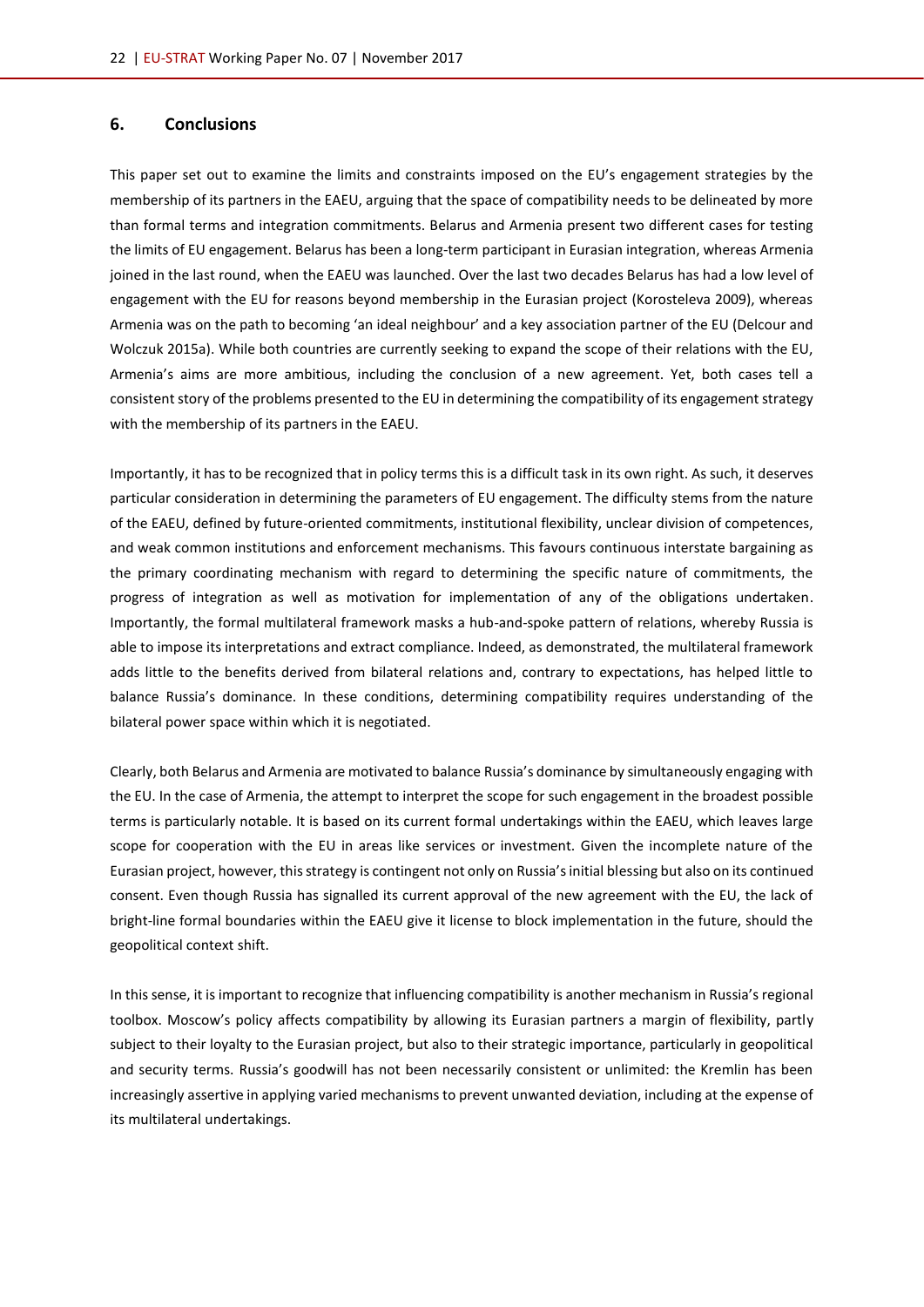## 6. Conclusions

This paper set out to examine the limits and constraints imposed on the EU's engagement strategies by the membership of its partners in the EAEU, arguing that the space of compatibility needs to be delineated by more than formal terms and integration commitments. Belarus and Armenia present two different cases for testing the limits of EU engagement. Belarus has been a long-term participant in Eurasian integration, whereas Armenia joined in the last round, when the EAEU was launched. Over the last two decades Belarus has had a low level of engagement with the EU for reasons beyond membership in the Eurasian project (Korosteleva 2009), whereas Armenia was on the path to becoming 'an ideal neighbour' and a key association partner of the EU (Delcour and Wolczuk 2015a). While both countries are currently seeking to expand the scope of their relations with the EU, Armenia's aims are more ambitious, including the conclusion of a new agreement. Yet, both cases tell a consistent story of the problems presented to the EU in determining the compatibility of its engagement strategy with the membership of its partners in the EAEU.

Importantly, it has to be recognized that in policy terms this is a difficult task in its own right. As such, it deserves particular consideration in determining the parameters of EU engagement. The difficulty stems from the nature of the EAEU, defined by future-oriented commitments, institutional flexibility, unclear division of competences, and weak common institutions and enforcement mechanisms. This favours continuous interstate bargaining as the primary coordinating mechanism with regard to determining the specific nature of commitments, the progress of integration as well as motivation for implementation of any of the obligations undertaken. Importantly, the formal multilateral framework masks a hub-and-spoke pattern of relations, whereby Russia is able to impose its interpretations and extract compliance. Indeed, as demonstrated, the multilateral framework adds little to the benefits derived from bilateral relations and, contrary to expectations, has helped little to balance Russia's dominance. In these conditions, determining compatibility requires understanding of the bilateral power space within which it is negotiated.

Clearly, both Belarus and Armenia are motivated to balance Russia's dominance by simultaneously engaging with the EU. In the case of Armenia, the attempt to interpret the scope for such engagement in the broadest possible terms is particularly notable. It is based on its current formal undertakings within the EAEU, which leaves large scope for cooperation with the EU in areas like services or investment. Given the incomplete nature of the Eurasian project, however, this strategy is contingent not only on Russia's initial blessing but also on its continued consent. Even though Russia has signalled its current approval of the new agreement with the EU, the lack of bright-line formal boundaries within the EAEU give it license to block implementation in the future, should the geopolitical context shift.

In this sense, it is important to recognize that influencing compatibility is another mechanism in Russia's regional toolbox. Moscow's policy affects compatibility by allowing its Eurasian partners a margin of flexibility, partly subject to their loyalty to the Eurasian project, but also to their strategic importance, particularly in geopolitical and security terms. Russia's goodwill has not been necessarily consistent or unlimited: the Kremlin has been increasingly assertive in applying varied mechanisms to prevent unwanted deviation, including at the expense of its multilateral undertakings.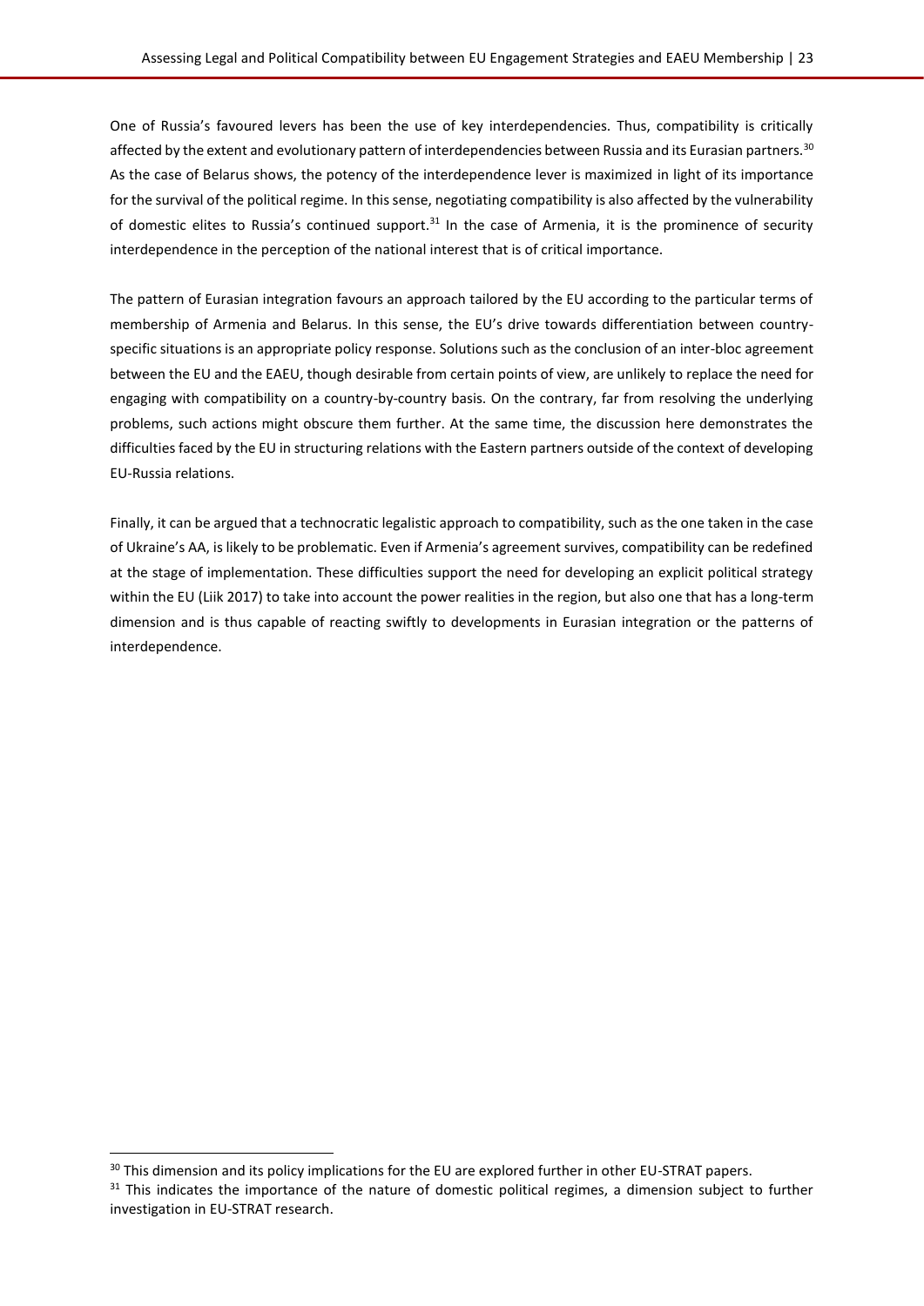One of Russia's favoured levers has been the use of key interdependencies. Thus, compatibility is critically affected by the extent and evolutionary pattern of interdependencies between Russia and its Eurasian partners.[30] As the case of Belarus shows, the potency of the interdependence lever is maximized in light of its importance for the survival of the political regime. In this sense, negotiating compatibility is also affected by the vulnerability of domestic elites to Russia's continued support.[31] In the case of Armenia, it is the prominence of security interdependence in the perception of the national interest that is of critical importance.

The pattern of Eurasian integration favours an approach tailored by the EU according to the particular terms of membership of Armenia and Belarus. In this sense, the EU's drive towards differentiation between country-specific situations is an appropriate policy response. Solutions such as the conclusion of an inter-bloc agreement between the EU and the EAEU, though desirable from certain points of view, are unlikely to replace the need for engaging with compatibility on a country-by-country basis. On the contrary, far from resolving the underlying problems, such actions might obscure them further. At the same time, the discussion here demonstrates the difficulties faced by the EU in structuring relations with the Eastern partners outside of the context of developing EU-Russia relations.

Finally, it can be argued that a technocratic legalistic approach to compatibility, such as the one taken in the case of Ukraine's AA, is likely to be problematic. Even if Armenia's agreement survives, compatibility can be redefined at the stage of implementation. These difficulties support the need for developing an explicit political strategy within the EU (Liik 2017) to take into account the power realities in the region, but also one that has a long-term dimension and is thus capable of reacting swiftly to developments in Eurasian integration or the patterns of interdependence.

---

[30] This dimension and its policy implications for the EU are explored further in other EU-STRAT papers.

[31] This indicates the importance of the nature of domestic political regimes, a dimension subject to further investigation in EU-STRAT research.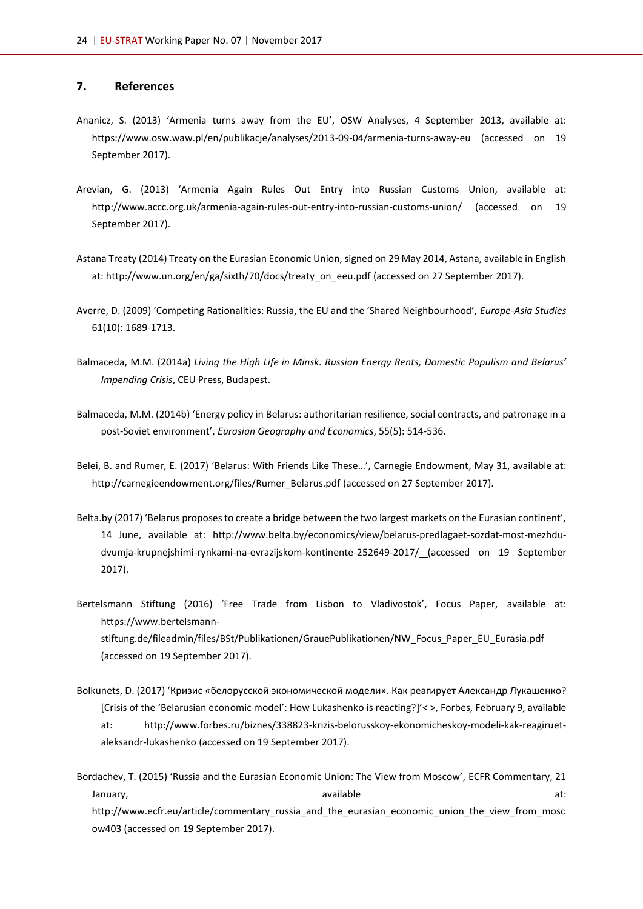## 7. References

Ananicz, S. (2013) 'Armenia turns away from the EU', OSW Analyses, 4 September 2013, available at: https://www.osw.waw.pl/en/publikacje/analyses/2013-09-04/armenia-turns-away-eu (accessed on 19 September 2017).

Arevian, G. (2013) 'Armenia Again Rules Out Entry into Russian Customs Union, available at: http://www.accc.org.uk/armenia-again-rules-out-entry-into-russian-customs-union/ (accessed on 19 September 2017).

Astana Treaty (2014) Treaty on the Eurasian Economic Union, signed on 29 May 2014, Astana, available in English at: http://www.un.org/en/ga/sixth/70/docs/treaty_on_eeu.pdf (accessed on 27 September 2017).

Averre, D. (2009) 'Competing Rationalities: Russia, the EU and the 'Shared Neighbourhood', *Europe-Asia Studies* 61(10): 1689-1713.

Balmaceda, M.M. (2014a) *Living the High Life in Minsk. Russian Energy Rents, Domestic Populism and Belarus' Impending Crisis*, CEU Press, Budapest.

Balmaceda, M.M. (2014b) 'Energy policy in Belarus: authoritarian resilience, social contracts, and patronage in a post-Soviet environment', *Eurasian Geography and Economics*, 55(5): 514-536.

Belei, B. and Rumer, E. (2017) 'Belarus: With Friends Like These…', Carnegie Endowment, May 31, available at: http://carnegieendowment.org/files/Rumer_Belarus.pdf (accessed on 27 September 2017).

Belta.by (2017) 'Belarus proposes to create a bridge between the two largest markets on the Eurasian continent', 14 June, available at: http://www.belta.by/economics/view/belarus-predlagaet-sozdat-most-mezhdu-dvumja-krupnejshimi-rynkami-na-evrazijskom-kontinente-252649-2017/ (accessed on 19 September 2017).

Bertelsmann Stiftung (2016) 'Free Trade from Lisbon to Vladivostok', Focus Paper, available at: https://www.bertelsmann-stiftung.de/fileadmin/files/BSt/Publikationen/GrauePublikationen/NW_Focus_Paper_EU_Eurasia.pdf (accessed on 19 September 2017).

Bolkunets, D. (2017) 'Кризис «белорусской экономической модели». Как реагирует Александр Лукашенко? [Crisis of the 'Belarusian economic model': How Lukashenko is reacting?]'< >, Forbes, February 9, available at: http://www.forbes.ru/biznes/338823-krizis-belorusskoy-ekonomicheskoy-modeli-kak-reagiruet-aleksandr-lukashenko (accessed on 19 September 2017).

Bordachev, T. (2015) 'Russia and the Eurasian Economic Union: The View from Moscow', ECFR Commentary, 21 January, available at: http://www.ecfr.eu/article/commentary_russia_and_the_eurasian_economic_union_the_view_from_moscow403 (accessed on 19 September 2017).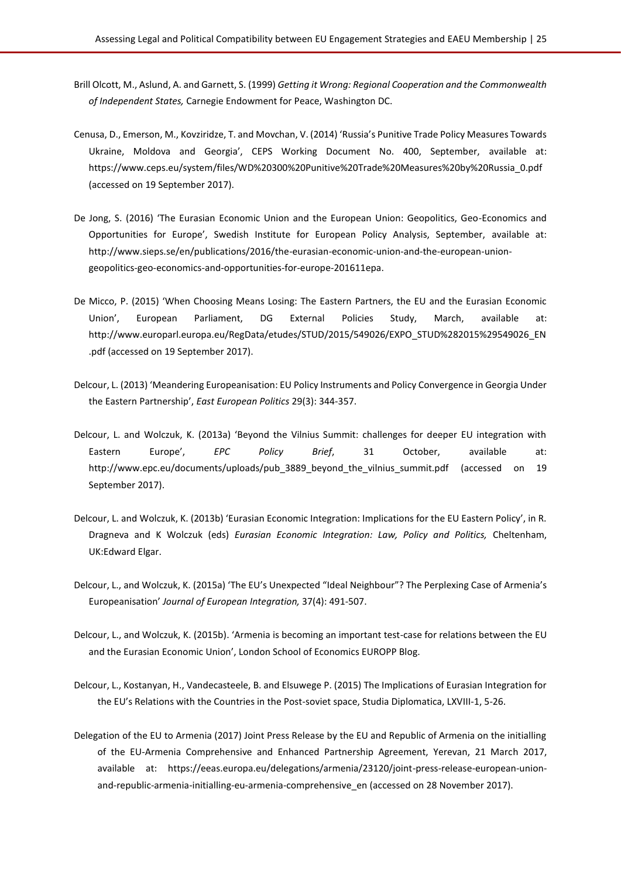Brill Olcott, M., Aslund, A. and Garnett, S. (1999) *Getting it Wrong: Regional Cooperation and the Commonwealth of Independent States,* Carnegie Endowment for Peace, Washington DC.

Cenusa, D., Emerson, M., Kovziridze, T. and Movchan, V. (2014) 'Russia's Punitive Trade Policy Measures Towards Ukraine, Moldova and Georgia', CEPS Working Document No. 400, September, available at: https://www.ceps.eu/system/files/WD%20300%20Punitive%20Trade%20Measures%20by%20Russia_0.pdf (accessed on 19 September 2017).

De Jong, S. (2016) 'The Eurasian Economic Union and the European Union: Geopolitics, Geo-Economics and Opportunities for Europe', Swedish Institute for European Policy Analysis, September, available at: http://www.sieps.se/en/publications/2016/the-eurasian-economic-union-and-the-european-union-geopolitics-geo-economics-and-opportunities-for-europe-201611epa.

De Micco, P. (2015) 'When Choosing Means Losing: The Eastern Partners, the EU and the Eurasian Economic Union', European Parliament, DG External Policies Study, March, available at: http://www.europarl.europa.eu/RegData/etudes/STUD/2015/549026/EXPO_STUD%282015%29549026_EN.pdf (accessed on 19 September 2017).

Delcour, L. (2013) 'Meandering Europeanisation: EU Policy Instruments and Policy Convergence in Georgia Under the Eastern Partnership', *East European Politics* 29(3): 344-357.

Delcour, L. and Wolczuk, K. (2013a) 'Beyond the Vilnius Summit: challenges for deeper EU integration with Eastern Europe', *EPC Policy Brief*, 31 October, available at: http://www.epc.eu/documents/uploads/pub_3889_beyond_the_vilnius_summit.pdf (accessed on 19 September 2017).

Delcour, L. and Wolczuk, K. (2013b) 'Eurasian Economic Integration: Implications for the EU Eastern Policy', in R. Dragneva and K Wolczuk (eds) *Eurasian Economic Integration: Law, Policy and Politics,* Cheltenham, UK:Edward Elgar.

Delcour, L., and Wolczuk, K. (2015a) 'The EU's Unexpected "Ideal Neighbour"? The Perplexing Case of Armenia's Europeanisation' *Journal of European Integration,* 37(4): 491-507.

Delcour, L., and Wolczuk, K. (2015b). 'Armenia is becoming an important test-case for relations between the EU and the Eurasian Economic Union', London School of Economics EUROPP Blog.

Delcour, L., Kostanyan, H., Vandecasteele, B. and Elsuwege P. (2015) The Implications of Eurasian Integration for the EU's Relations with the Countries in the Post-soviet space, Studia Diplomatica, LXVIII-1, 5-26.

Delegation of the EU to Armenia (2017) Joint Press Release by the EU and Republic of Armenia on the initialling of the EU-Armenia Comprehensive and Enhanced Partnership Agreement, Yerevan, 21 March 2017, available at: https://eeas.europa.eu/delegations/armenia/23120/joint-press-release-european-union-and-republic-armenia-initialling-eu-armenia-comprehensive_en (accessed on 28 November 2017).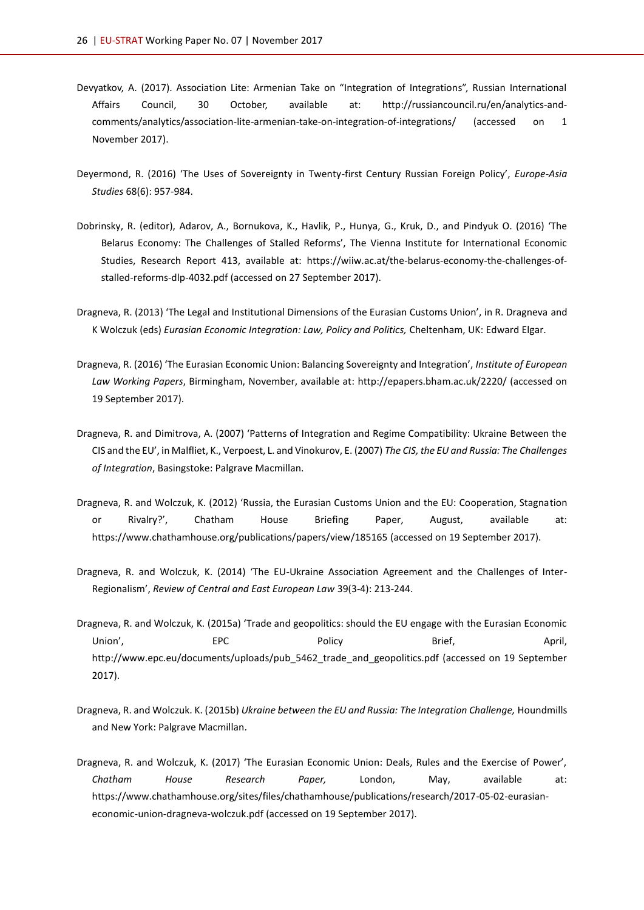Devyatkov, A. (2017). Association Lite: Armenian Take on "Integration of Integrations", Russian International Affairs Council, 30 October, available at: http://russiancouncil.ru/en/analytics-and-comments/analytics/association-lite-armenian-take-on-integration-of-integrations/ (accessed on 1 November 2017).

Deyermond, R. (2016) 'The Uses of Sovereignty in Twenty-first Century Russian Foreign Policy', *Europe-Asia Studies* 68(6): 957-984.

Dobrinsky, R. (editor), Adarov, A., Bornukova, K., Havlik, P., Hunya, G., Kruk, D., and Pindyuk O. (2016) 'The Belarus Economy: The Challenges of Stalled Reforms', The Vienna Institute for International Economic Studies, Research Report 413, available at: https://wiiw.ac.at/the-belarus-economy-the-challenges-of-stalled-reforms-dlp-4032.pdf (accessed on 27 September 2017).

Dragneva, R. (2013) 'The Legal and Institutional Dimensions of the Eurasian Customs Union', in R. Dragneva and K Wolczuk (eds) *Eurasian Economic Integration: Law, Policy and Politics,* Cheltenham, UK: Edward Elgar.

Dragneva, R. (2016) 'The Eurasian Economic Union: Balancing Sovereignty and Integration', *Institute of European Law Working Papers*, Birmingham, November, available at: http://epapers.bham.ac.uk/2220/ (accessed on 19 September 2017).

Dragneva, R. and Dimitrova, A. (2007) 'Patterns of Integration and Regime Compatibility: Ukraine Between the CIS and the EU', in Malfliet, K., Verpoest, L. and Vinokurov, E. (2007) *The CIS, the EU and Russia: The Challenges of Integration*, Basingstoke: Palgrave Macmillan.

Dragneva, R. and Wolczuk, K. (2012) 'Russia, the Eurasian Customs Union and the EU: Cooperation, Stagnation or Rivalry?', Chatham House Briefing Paper, August, available at: https://www.chathamhouse.org/publications/papers/view/185165 (accessed on 19 September 2017).

Dragneva, R. and Wolczuk, K. (2014) 'The EU-Ukraine Association Agreement and the Challenges of Inter-Regionalism', *Review of Central and East European Law* 39(3-4): 213-244.

Dragneva, R. and Wolczuk, K. (2015a) 'Trade and geopolitics: should the EU engage with the Eurasian Economic Union', EPC Policy Brief, April, http://www.epc.eu/documents/uploads/pub_5462_trade_and_geopolitics.pdf (accessed on 19 September 2017).

Dragneva, R. and Wolczuk. K. (2015b) *Ukraine between the EU and Russia: The Integration Challenge,* Houndmills and New York: Palgrave Macmillan.

Dragneva, R. and Wolczuk, K. (2017) 'The Eurasian Economic Union: Deals, Rules and the Exercise of Power', *Chatham House Research Paper,* London, May, available at: https://www.chathamhouse.org/sites/files/chathamhouse/publications/research/2017-05-02-eurasian-economic-union-dragneva-wolczuk.pdf (accessed on 19 September 2017).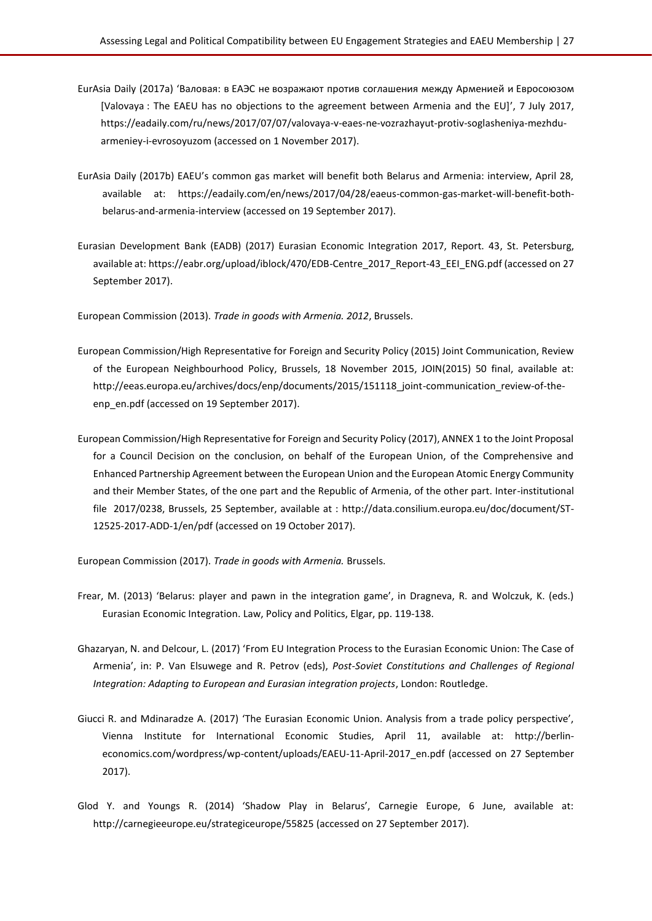EurAsia Daily (2017a) 'Валовая: в ЕАЭС не возражают против соглашения между Арменией и Евросоюзом [Valovaya : The EAEU has no objections to the agreement between Armenia and the EU]', 7 July 2017, https://eadaily.com/ru/news/2017/07/07/valovaya-v-eaes-ne-vozrazhayut-protiv-soglasheniya-mezhdu-armeniey-i-evrosoyuzom (accessed on 1 November 2017).

EurAsia Daily (2017b) EAEU's common gas market will benefit both Belarus and Armenia: interview, April 28, available at: https://eadaily.com/en/news/2017/04/28/eaeus-common-gas-market-will-benefit-both-belarus-and-armenia-interview (accessed on 19 September 2017).

Eurasian Development Bank (EADB) (2017) Eurasian Economic Integration 2017, Report. 43, St. Petersburg, available at: https://eabr.org/upload/iblock/470/EDB-Centre_2017_Report-43_EEI_ENG.pdf (accessed on 27 September 2017).

European Commission (2013). *Trade in goods with Armenia. 2012*, Brussels.

European Commission/High Representative for Foreign and Security Policy (2015) Joint Communication, Review of the European Neighbourhood Policy, Brussels, 18 November 2015, JOIN(2015) 50 final, available at: http://eeas.europa.eu/archives/docs/enp/documents/2015/151118_joint-communication_review-of-the-enp_en.pdf (accessed on 19 September 2017).

European Commission/High Representative for Foreign and Security Policy (2017), ANNEX 1 to the Joint Proposal for a Council Decision on the conclusion, on behalf of the European Union, of the Comprehensive and Enhanced Partnership Agreement between the European Union and the European Atomic Energy Community and their Member States, of the one part and the Republic of Armenia, of the other part. Inter-institutional file 2017/0238, Brussels, 25 September, available at : http://data.consilium.europa.eu/doc/document/ST-12525-2017-ADD-1/en/pdf (accessed on 19 October 2017).

European Commission (2017). *Trade in goods with Armenia.* Brussels.

Frear, M. (2013) 'Belarus: player and pawn in the integration game', in Dragneva, R. and Wolczuk, K. (eds.) Eurasian Economic Integration. Law, Policy and Politics, Elgar, pp. 119-138.

Ghazaryan, N. and Delcour, L. (2017) 'From EU Integration Process to the Eurasian Economic Union: The Case of Armenia', in: P. Van Elsuwege and R. Petrov (eds), *Post-Soviet Constitutions and Challenges of Regional Integration: Adapting to European and Eurasian integration projects*, London: Routledge.

Giucci R. and Mdinaradze A. (2017) 'The Eurasian Economic Union. Analysis from a trade policy perspective', Vienna Institute for International Economic Studies, April 11, available at: http://berlin-economics.com/wordpress/wp-content/uploads/EAEU-11-April-2017_en.pdf (accessed on 27 September 2017).

Glod Y. and Youngs R. (2014) 'Shadow Play in Belarus', Carnegie Europe, 6 June, available at: http://carnegieeurope.eu/strategiceurope/55825 (accessed on 27 September 2017).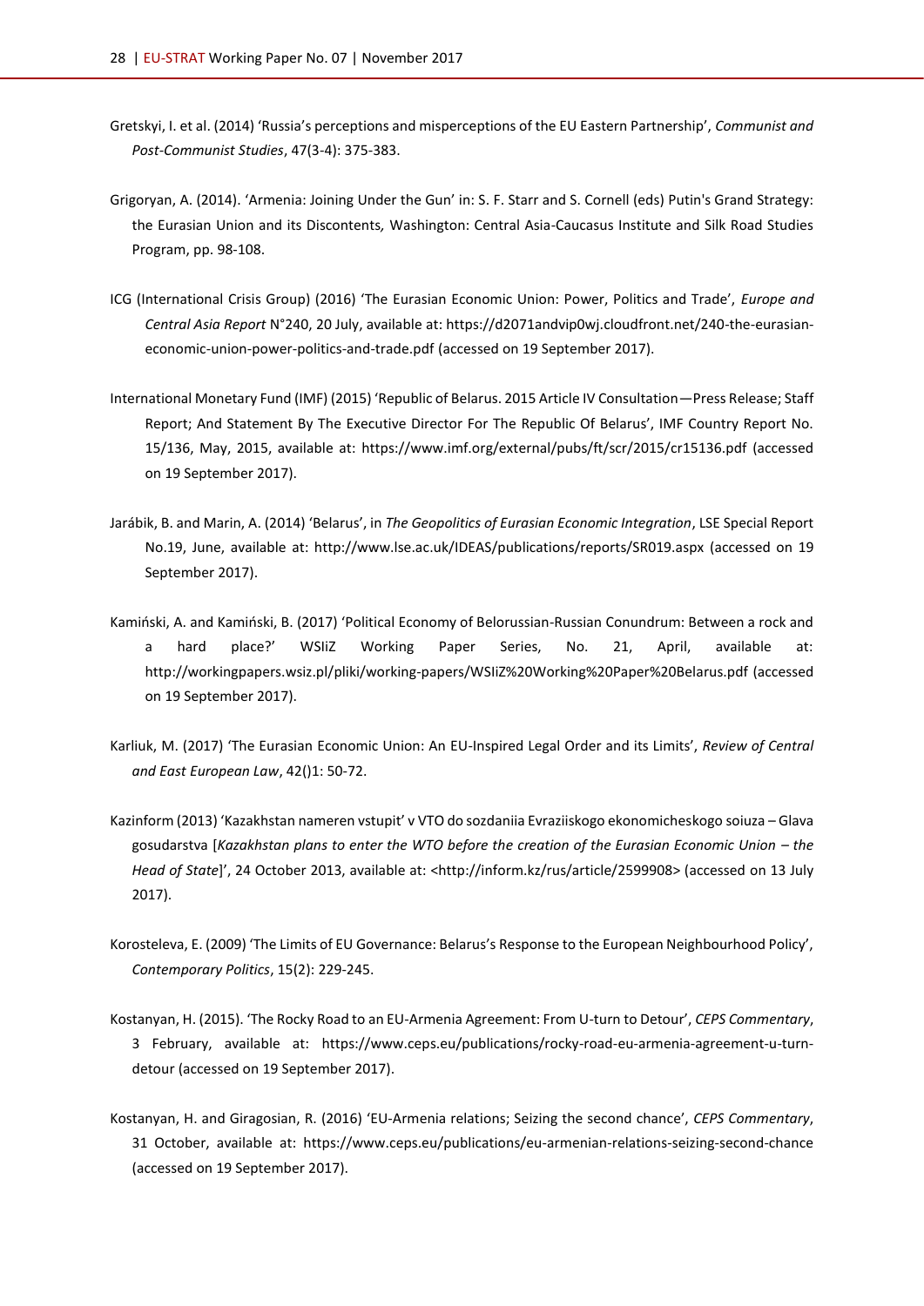Gretskyi, I. et al. (2014) 'Russia's perceptions and misperceptions of the EU Eastern Partnership', *Communist and Post-Communist Studies*, 47(3-4): 375-383.

Grigoryan, A. (2014). 'Armenia: Joining Under the Gun' in: S. F. Starr and S. Cornell (eds) Putin's Grand Strategy: the Eurasian Union and its Discontents*,* Washington: Central Asia-Caucasus Institute and Silk Road Studies Program, pp. 98-108.

ICG (International Crisis Group) (2016) 'The Eurasian Economic Union: Power, Politics and Trade', *Europe and Central Asia Report* N°240, 20 July, available at: https://d2071andvip0wj.cloudfront.net/240-the-eurasian-economic-union-power-politics-and-trade.pdf (accessed on 19 September 2017).

International Monetary Fund (IMF) (2015) 'Republic of Belarus. 2015 Article IV Consultation—Press Release; Staff Report; And Statement By The Executive Director For The Republic Of Belarus', IMF Country Report No. 15/136, May, 2015, available at: https://www.imf.org/external/pubs/ft/scr/2015/cr15136.pdf (accessed on 19 September 2017).

Jarábik, B. and Marin, A. (2014) 'Belarus', in *The Geopolitics of Eurasian Economic Integration*, LSE Special Report No.19, June, available at: http://www.lse.ac.uk/IDEAS/publications/reports/SR019.aspx (accessed on 19 September 2017).

Kamiński, A. and Kamiński, B. (2017) 'Political Economy of Belorussian-Russian Conundrum: Between a rock and a hard place?' WSIiZ Working Paper Series, No. 21, April, available at: http://workingpapers.wsiz.pl/pliki/working-papers/WSIiZ%20Working%20Paper%20Belarus.pdf (accessed on 19 September 2017).

Karliuk, M. (2017) 'The Eurasian Economic Union: An EU-Inspired Legal Order and its Limits', *Review of Central and East European Law*, 42()1: 50-72.

Kazinform (2013) 'Kazakhstan nameren vstupit' v VTO do sozdaniia Evraziiskogo ekonomicheskogo soiuza – Glava gosudarstva [*Kazakhstan plans to enter the WTO before the creation of the Eurasian Economic Union – the Head of State*]', 24 October 2013, available at: <http://inform.kz/rus/article/2599908> (accessed on 13 July 2017).

Korosteleva, E. (2009) 'The Limits of EU Governance: Belarus's Response to the European Neighbourhood Policy', *Contemporary Politics*, 15(2): 229-245.

Kostanyan, H. (2015). 'The Rocky Road to an EU-Armenia Agreement: From U-turn to Detour', *CEPS Commentary*, 3 February, available at: https://www.ceps.eu/publications/rocky-road-eu-armenia-agreement-u-turn-detour (accessed on 19 September 2017).

Kostanyan, H. and Giragosian, R. (2016) 'EU-Armenia relations; Seizing the second chance', *CEPS Commentary*, 31 October, available at: https://www.ceps.eu/publications/eu-armenian-relations-seizing-second-chance (accessed on 19 September 2017).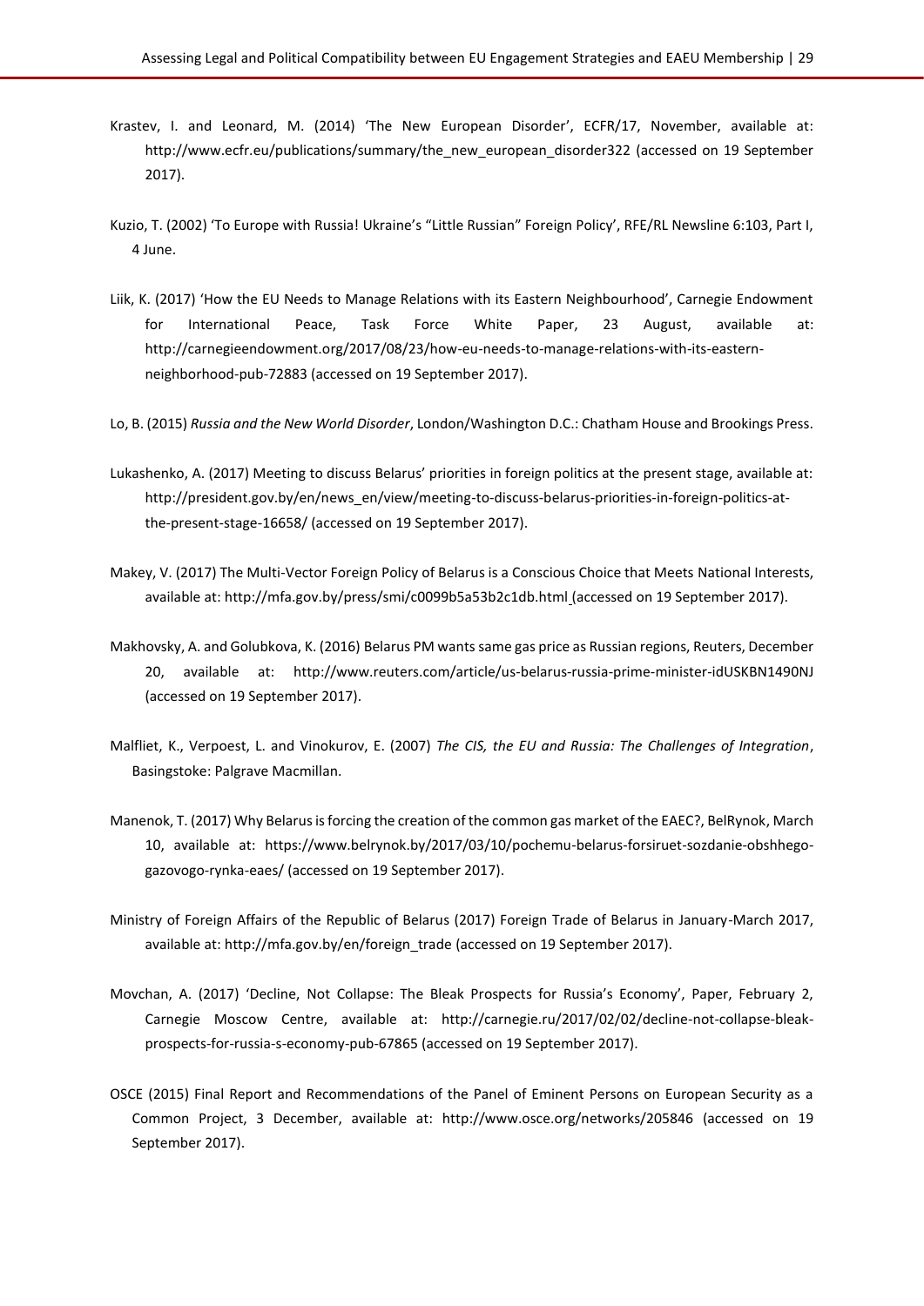Krastev, I. and Leonard, M. (2014) 'The New European Disorder', ECFR/17, November, available at: http://www.ecfr.eu/publications/summary/the_new_european_disorder322 (accessed on 19 September 2017).

Kuzio, T. (2002) 'To Europe with Russia! Ukraine's "Little Russian" Foreign Policy', RFE/RL Newsline 6:103, Part I, 4 June.

Liik, K. (2017) 'How the EU Needs to Manage Relations with its Eastern Neighbourhood', Carnegie Endowment for International Peace, Task Force White Paper, 23 August, available at: http://carnegieendowment.org/2017/08/23/how-eu-needs-to-manage-relations-with-its-eastern-neighborhood-pub-72883 (accessed on 19 September 2017).

Lo, B. (2015) *Russia and the New World Disorder*, London/Washington D.C.: Chatham House and Brookings Press.

Lukashenko, A. (2017) Meeting to discuss Belarus' priorities in foreign politics at the present stage, available at: http://president.gov.by/en/news_en/view/meeting-to-discuss-belarus-priorities-in-foreign-politics-at-the-present-stage-16658/ (accessed on 19 September 2017).

Makey, V. (2017) The Multi-Vector Foreign Policy of Belarus is a Conscious Choice that Meets National Interests, available at: http://mfa.gov.by/press/smi/c0099b5a53b2c1db.html (accessed on 19 September 2017).

Makhovsky, A. and Golubkova, K. (2016) Belarus PM wants same gas price as Russian regions, Reuters, December 20, available at: http://www.reuters.com/article/us-belarus-russia-prime-minister-idUSKBN1490NJ (accessed on 19 September 2017).

Malfliet, K., Verpoest, L. and Vinokurov, E. (2007) *The CIS, the EU and Russia: The Challenges of Integration*, Basingstoke: Palgrave Macmillan.

Manenok, T. (2017) Why Belarus is forcing the creation of the common gas market of the EAEC?, BelRynok, March 10, available at: https://www.belrynok.by/2017/03/10/pochemu-belarus-forsiruet-sozdanie-obshhego-gazovogo-rynka-eaes/ (accessed on 19 September 2017).

Ministry of Foreign Affairs of the Republic of Belarus (2017) Foreign Trade of Belarus in January-March 2017, available at: http://mfa.gov.by/en/foreign_trade (accessed on 19 September 2017).

Movchan, A. (2017) 'Decline, Not Collapse: The Bleak Prospects for Russia's Economy', Paper, February 2, Carnegie Moscow Centre, available at: http://carnegie.ru/2017/02/02/decline-not-collapse-bleak-prospects-for-russia-s-economy-pub-67865 (accessed on 19 September 2017).

OSCE (2015) Final Report and Recommendations of the Panel of Eminent Persons on European Security as a Common Project, 3 December, available at: http://www.osce.org/networks/205846 (accessed on 19 September 2017).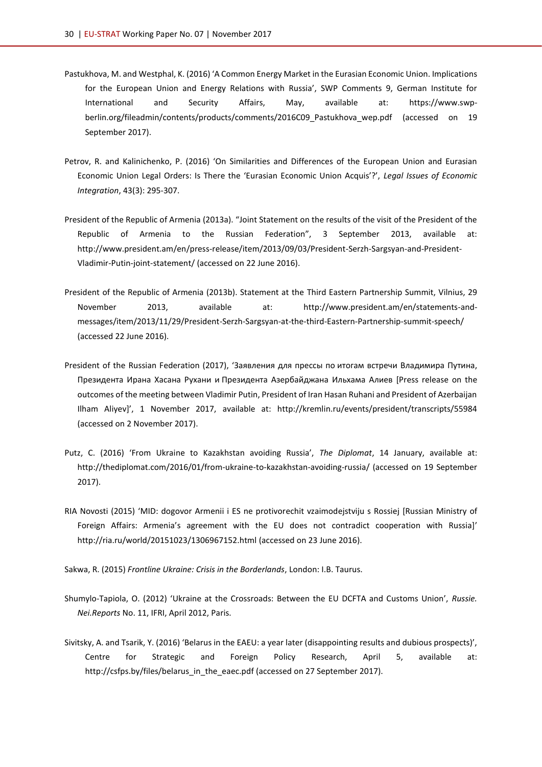Pastukhova, M. and Westphal, K. (2016) 'A Common Energy Market in the Eurasian Economic Union. Implications for the European Union and Energy Relations with Russia', SWP Comments 9, German Institute for International and Security Affairs, May, available at: https://www.swp-berlin.org/fileadmin/contents/products/comments/2016C09_Pastukhova_wep.pdf (accessed on 19 September 2017).

Petrov, R. and Kalinichenko, P. (2016) 'On Similarities and Differences of the European Union and Eurasian Economic Union Legal Orders: Is There the 'Eurasian Economic Union Acquis'?', *Legal Issues of Economic Integration*, 43(3): 295-307.

President of the Republic of Armenia (2013a). "Joint Statement on the results of the visit of the President of the Republic of Armenia to the Russian Federation", 3 September 2013, available at: http://www.president.am/en/press-release/item/2013/09/03/President-Serzh-Sargsyan-and-President-Vladimir-Putin-joint-statement/ (accessed on 22 June 2016).

President of the Republic of Armenia (2013b). Statement at the Third Eastern Partnership Summit, Vilnius, 29 November 2013, available at: http://www.president.am/en/statements-and-messages/item/2013/11/29/President-Serzh-Sargsyan-at-the-third-Eastern-Partnership-summit-speech/ (accessed 22 June 2016).

President of the Russian Federation (2017), 'Заявления для прессы по итогам встречи Владимира Путина, Президента Ирана Хасана Рухани и Президента Азербайджана Ильхама Алиев [Press release on the outcomes of the meeting between Vladimir Putin, President of Iran Hasan Ruhani and President of Azerbaijan Ilham Aliyev]', 1 November 2017, available at: http://kremlin.ru/events/president/transcripts/55984 (accessed on 2 November 2017).

Putz, C. (2016) 'From Ukraine to Kazakhstan avoiding Russia', *The Diplomat*, 14 January, available at: http://thediplomat.com/2016/01/from-ukraine-to-kazakhstan-avoiding-russia/ (accessed on 19 September 2017).

RIA Novosti (2015) 'MID: dogovor Armenii i ES ne protivorechit vzaimodejstviju s Rossiej [Russian Ministry of Foreign Affairs: Armenia's agreement with the EU does not contradict cooperation with Russia]' http://ria.ru/world/20151023/1306967152.html (accessed on 23 June 2016).

Sakwa, R. (2015) *Frontline Ukraine: Crisis in the Borderlands*, London: I.B. Taurus.

Shumylo-Tapiola, O. (2012) 'Ukraine at the Crossroads: Between the EU DCFTA and Customs Union', *Russie. Nei.Reports* No. 11, IFRI, April 2012, Paris.

Sivitsky, A. and Tsarik, Y. (2016) 'Belarus in the EAEU: a year later (disappointing results and dubious prospects)', Centre for Strategic and Foreign Policy Research, April 5, available at: http://csfps.by/files/belarus_in_the_eaec.pdf (accessed on 27 September 2017).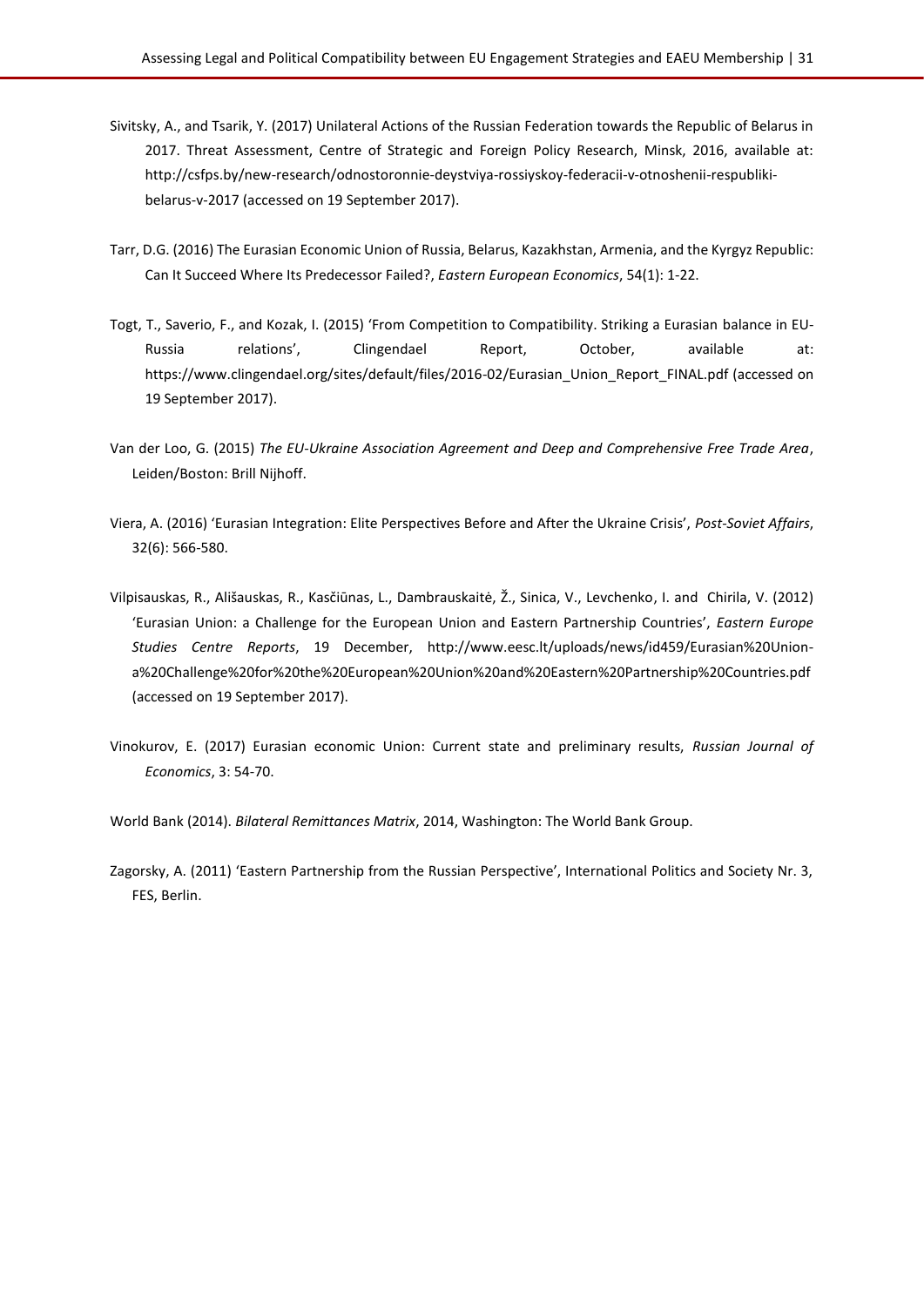Sivitsky, A., and Tsarik, Y. (2017) Unilateral Actions of the Russian Federation towards the Republic of Belarus in 2017. Threat Assessment, Centre of Strategic and Foreign Policy Research, Minsk, 2016, available at: http://csfps.by/new-research/odnostoronnie-deystviya-rossiyskoy-federacii-v-otnoshenii-respubliki-belarus-v-2017 (accessed on 19 September 2017).

Tarr, D.G. (2016) The Eurasian Economic Union of Russia, Belarus, Kazakhstan, Armenia, and the Kyrgyz Republic: Can It Succeed Where Its Predecessor Failed?, *Eastern European Economics*, 54(1): 1-22.

Togt, T., Saverio, F., and Kozak, I. (2015) 'From Competition to Compatibility. Striking a Eurasian balance in EU-Russia relations', Clingendael Report, October, available at: https://www.clingendael.org/sites/default/files/2016-02/Eurasian_Union_Report_FINAL.pdf (accessed on 19 September 2017).

Van der Loo, G. (2015) *The EU-Ukraine Association Agreement and Deep and Comprehensive Free Trade Area*, Leiden/Boston: Brill Nijhoff.

Viera, A. (2016) 'Eurasian Integration: Elite Perspectives Before and After the Ukraine Crisis', *Post-Soviet Affairs*, 32(6): 566-580.

Vilpisauskas, R., Ališauskas, R., Kasčiūnas, L., Dambrauskaitė, Ž., Sinica, V., Levchenko, I. and Chirila, V. (2012) 'Eurasian Union: a Challenge for the European Union and Eastern Partnership Countries', *Eastern Europe Studies Centre Reports*, 19 December, http://www.eesc.lt/uploads/news/id459/Eurasian%20Union-a%20Challenge%20for%20the%20European%20Union%20and%20Eastern%20Partnership%20Countries.pdf (accessed on 19 September 2017).

Vinokurov, E. (2017) Eurasian economic Union: Current state and preliminary results, *Russian Journal of Economics*, 3: 54-70.

World Bank (2014). *Bilateral Remittances Matrix*, 2014, Washington: The World Bank Group.

Zagorsky, A. (2011) 'Eastern Partnership from the Russian Perspective', International Politics and Society Nr. 3, FES, Berlin.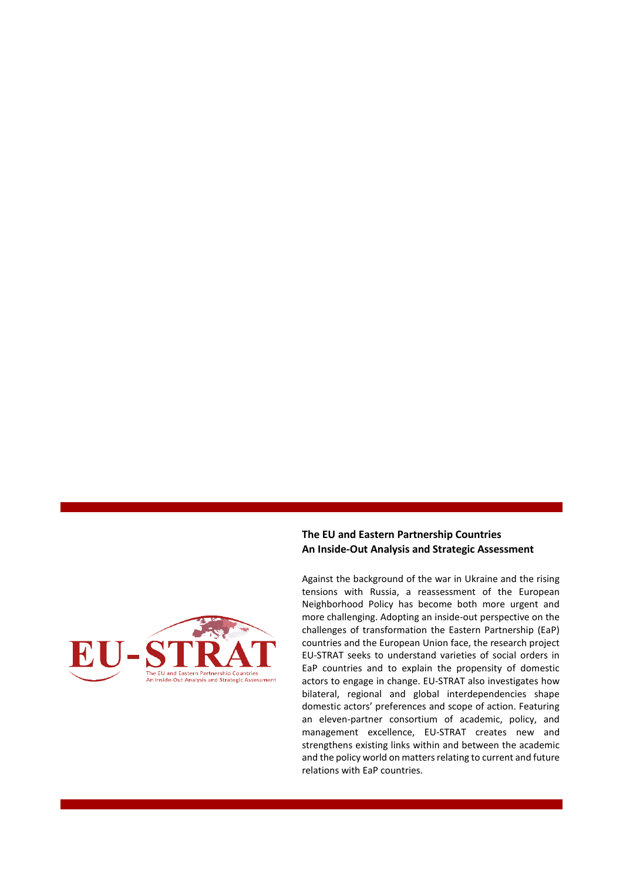**The EU and Eastern Partnership Countries**
**An Inside-Out Analysis and Strategic Assessment**

Against the background of the war in Ukraine and the rising tensions with Russia, a reassessment of the European Neighborhood Policy has become both more urgent and more challenging. Adopting an inside-out perspective on the challenges of transformation the Eastern Partnership (EaP) countries and the European Union face, the research project EU-STRAT seeks to understand varieties of social orders in EaP countries and to explain the propensity of domestic actors to engage in change. EU-STRAT also investigates how bilateral, regional and global interdependencies shape domestic actors' preferences and scope of action. Featuring an eleven-partner consortium of academic, policy, and management excellence, EU-STRAT creates new and strengthens existing links within and between the academic and the policy world on matters relating to current and future relations with EaP countries.